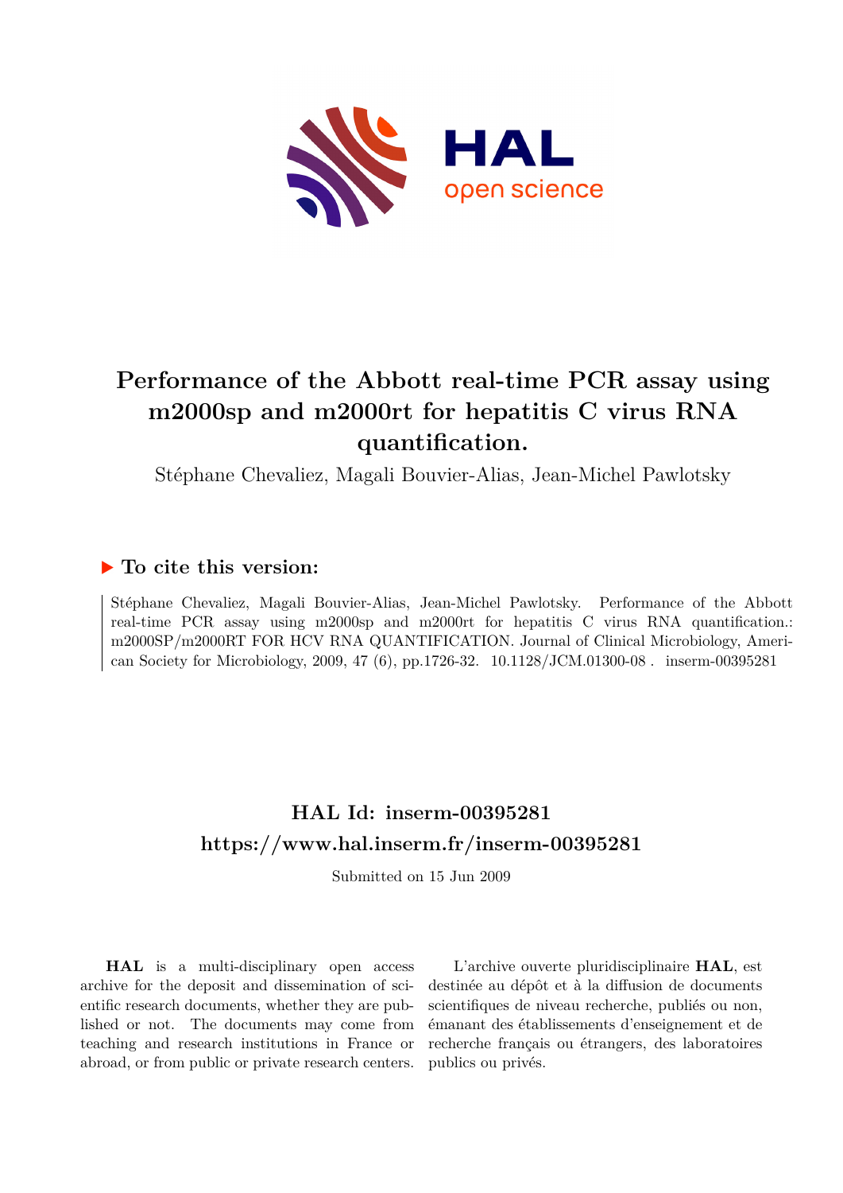# Performance of the Abbott real-time PCR assay using m2000sp and m2000rt for hepatitis C virus RNA quantification.

Stéphane Chevaliez, Magali Bouvier-Alias, Jean-Michel Pawlotsky

## ▶ To cite this version:

Stéphane Chevaliez, Magali Bouvier-Alias, Jean-Michel Pawlotsky. Performance of the Abbott real-time PCR assay using m2000sp and m2000rt for hepatitis C virus RNA quantification.: m2000SP/m2000RT FOR HCV RNA QUANTIFICATION. Journal of Clinical Microbiology, American Society for Microbiology, 2009, 47 (6), pp.1726-32. 10.1128/JCM.01300-08 . inserm-00395281

## HAL Id: inserm-00395281

## https://www.hal.inserm.fr/inserm-00395281

Submitted on 15 Jun 2009

**HAL** is a multi-disciplinary open access archive for the deposit and dissemination of scientific research documents, whether they are published or not. The documents may come from teaching and research institutions in France or abroad, or from public or private research centers.

L'archive ouverte pluridisciplinaire **HAL**, est destinée au dépôt et à la diffusion de documents scientifiques de niveau recherche, publiés ou non, émanant des établissements d'enseignement et de recherche français ou étrangers, des laboratoires publics ou privés.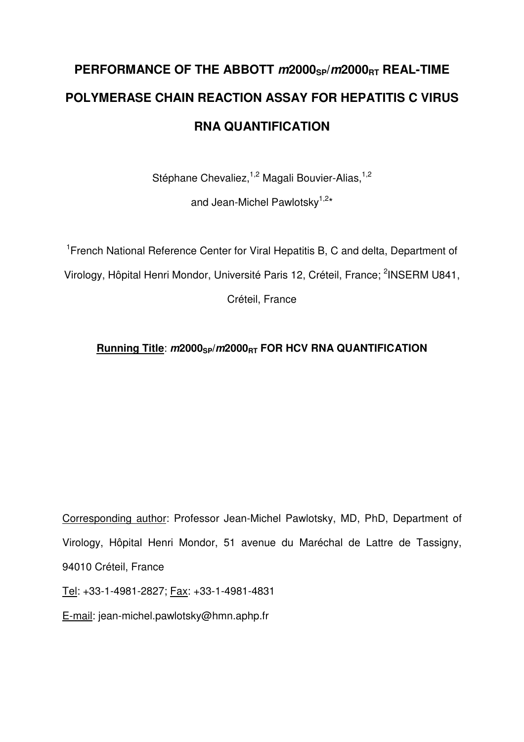# PERFORMANCE OF THE ABBOTT $m2000_{SP}/m2000_{RT}$ REAL-TIME POLYMERASE CHAIN REACTION ASSAY FOR HEPATITIS C VIRUS RNA QUANTIFICATION

Stéphane Chevaliez,[1,2] Magali Bouvier-Alias,[1,2]

and Jean-Michel Pawlotsky[1,2]*

[1]French National Reference Center for Viral Hepatitis B, C and delta, Department of Virology, Hôpital Henri Mondor, Université Paris 12, Créteil, France; [2]INSERM U841, Créteil, France

**Running Title**: **$m2000_{SP}/m2000_{RT}$ FOR HCV RNA QUANTIFICATION**

Corresponding author: Professor Jean-Michel Pawlotsky, MD, PhD, Department of Virology, Hôpital Henri Mondor, 51 avenue du Maréchal de Lattre de Tassigny, 94010 Créteil, France

Tel: +33-1-4981-2827; Fax: +33-1-4981-4831

E-mail: jean-michel.pawlotsky@hmn.aphp.fr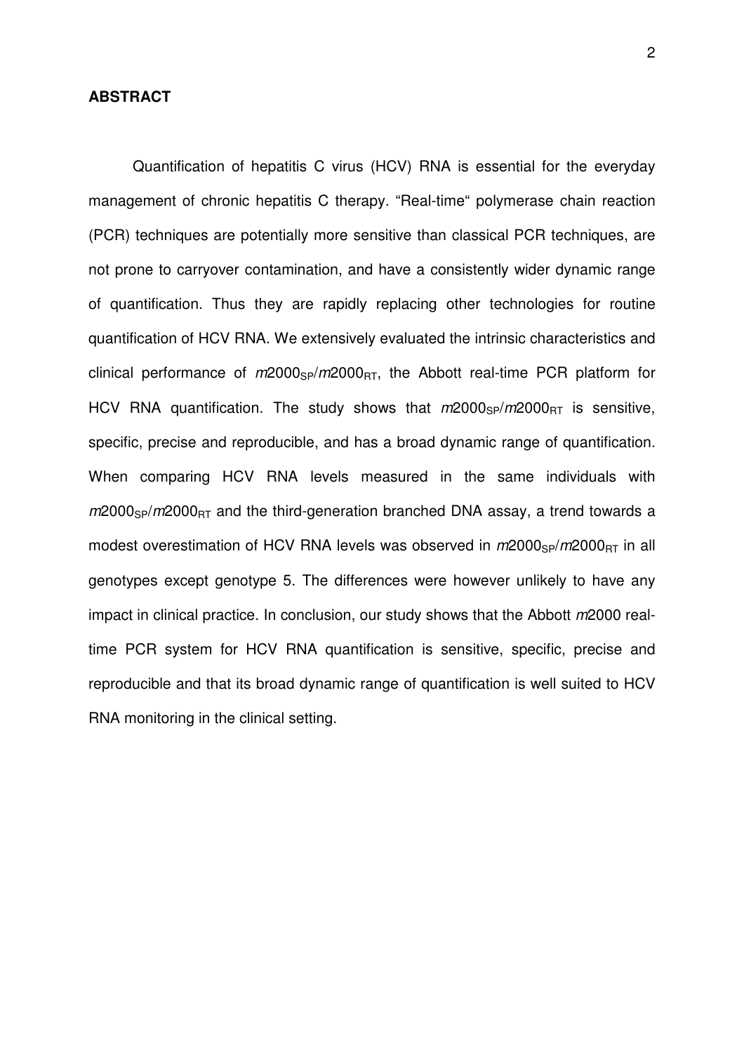## ABSTRACT

Quantification of hepatitis C virus (HCV) RNA is essential for the everyday management of chronic hepatitis C therapy. "Real-time" polymerase chain reaction (PCR) techniques are potentially more sensitive than classical PCR techniques, are not prone to carryover contamination, and have a consistently wider dynamic range of quantification. Thus they are rapidly replacing other technologies for routine quantification of HCV RNA. We extensively evaluated the intrinsic characteristics and clinical performance of $m2000_{SP}/m2000_{RT}$, the Abbott real-time PCR platform for HCV RNA quantification. The study shows that $m2000_{SP}/m2000_{RT}$ is sensitive, specific, precise and reproducible, and has a broad dynamic range of quantification. When comparing HCV RNA levels measured in the same individuals with $m2000_{SP}/m2000_{RT}$ and the third-generation branched DNA assay, a trend towards a modest overestimation of HCV RNA levels was observed in $m2000_{SP}/m2000_{RT}$ in all genotypes except genotype 5. The differences were however unlikely to have any impact in clinical practice. In conclusion, our study shows that the Abbott *m*2000 real-time PCR system for HCV RNA quantification is sensitive, specific, precise and reproducible and that its broad dynamic range of quantification is well suited to HCV RNA monitoring in the clinical setting.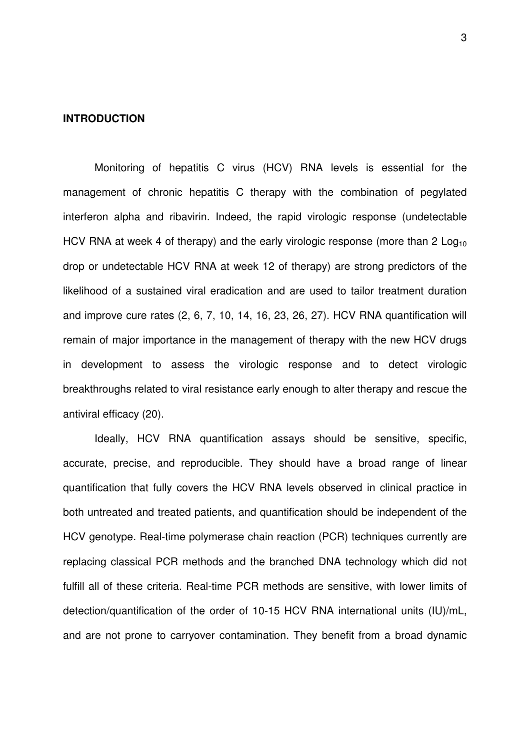## INTRODUCTION

Monitoring of hepatitis C virus (HCV) RNA levels is essential for the management of chronic hepatitis C therapy with the combination of pegylated interferon alpha and ribavirin. Indeed, the rapid virologic response (undetectable HCV RNA at week 4 of therapy) and the early virologic response (more than 2 $Log_{10}$ drop or undetectable HCV RNA at week 12 of therapy) are strong predictors of the likelihood of a sustained viral eradication and are used to tailor treatment duration and improve cure rates (2, 6, 7, 10, 14, 16, 23, 26, 27). HCV RNA quantification will remain of major importance in the management of therapy with the new HCV drugs in development to assess the virologic response and to detect virologic breakthroughs related to viral resistance early enough to alter therapy and rescue the antiviral efficacy (20).

Ideally, HCV RNA quantification assays should be sensitive, specific, accurate, precise, and reproducible. They should have a broad range of linear quantification that fully covers the HCV RNA levels observed in clinical practice in both untreated and treated patients, and quantification should be independent of the HCV genotype. Real-time polymerase chain reaction (PCR) techniques currently are replacing classical PCR methods and the branched DNA technology which did not fulfill all of these criteria. Real-time PCR methods are sensitive, with lower limits of detection/quantification of the order of 10-15 HCV RNA international units (IU)/mL, and are not prone to carryover contamination. They benefit from a broad dynamic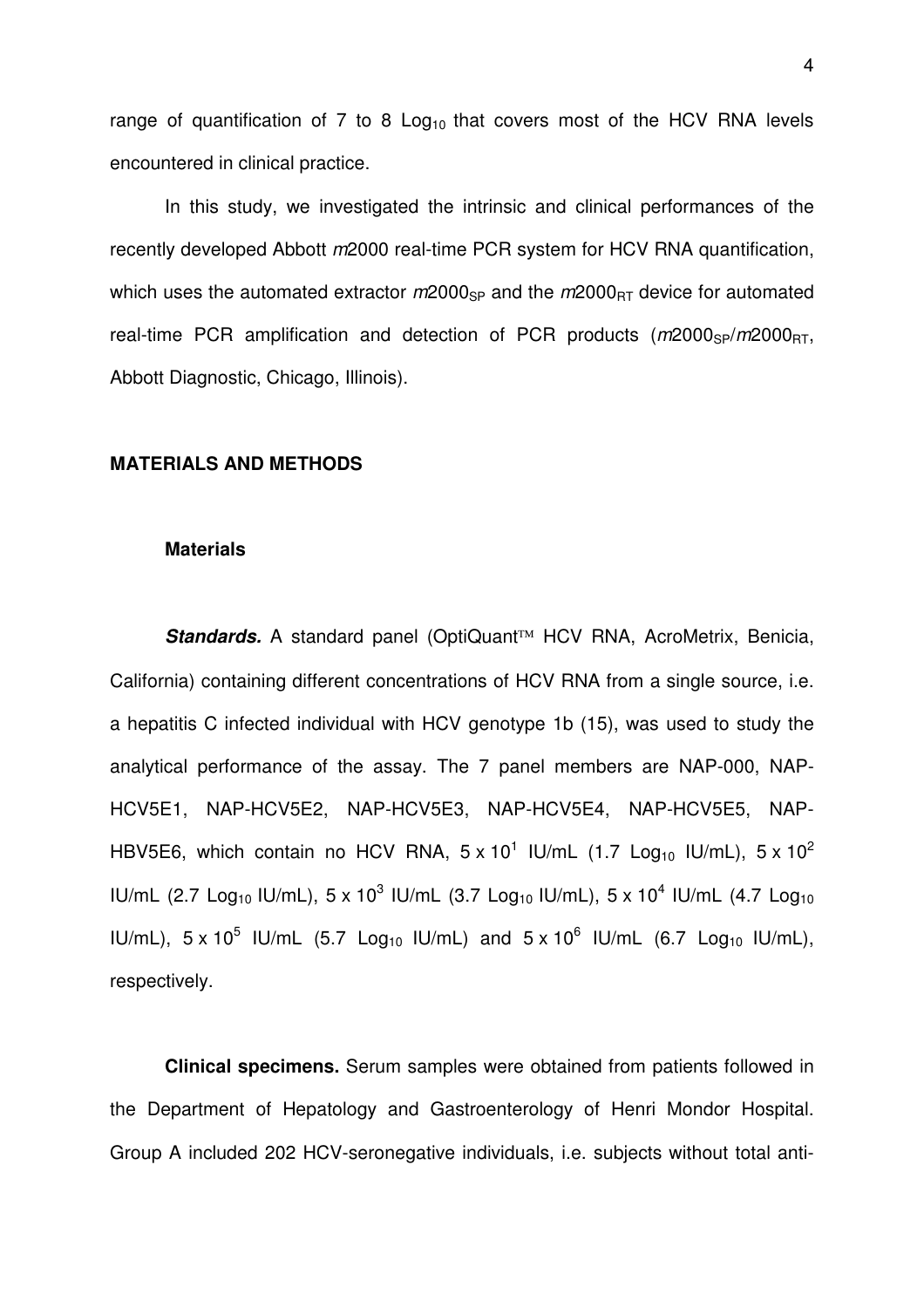range of quantification of 7 to 8 $Log_{10}$ that covers most of the HCV RNA levels encountered in clinical practice.

In this study, we investigated the intrinsic and clinical performances of the recently developed Abbott *m*2000 real-time PCR system for HCV RNA quantification, which uses the automated extractor *m*$2000_{SP}$ and the *m*$2000_{RT}$ device for automated real-time PCR amplification and detection of PCR products (*m*$2000_{SP}$/*m*$2000_{RT}$, Abbott Diagnostic, Chicago, Illinois).

## MATERIALS AND METHODS

### Materials

***Standards.*** A standard panel (OptiQuant™ HCV RNA, AcroMetrix, Benicia, California) containing different concentrations of HCV RNA from a single source, i.e. a hepatitis C infected individual with HCV genotype 1b (15), was used to study the analytical performance of the assay. The 7 panel members are NAP-000, NAP-HCV5E1, NAP-HCV5E2, NAP-HCV5E3, NAP-HCV5E4, NAP-HCV5E5, NAP-HBV5E6, which contain no HCV RNA, $5 \times 10^1$ IU/mL (1.7 $Log_{10}$ IU/mL), $5 \times 10^2$ IU/mL (2.7 $Log_{10}$ IU/mL), $5 \times 10^3$ IU/mL (3.7 $Log_{10}$ IU/mL), $5 \times 10^4$ IU/mL (4.7 $Log_{10}$ IU/mL), $5 \times 10^5$ IU/mL (5.7 $Log_{10}$ IU/mL) and $5 \times 10^6$ IU/mL (6.7 $Log_{10}$ IU/mL), respectively.

**Clinical specimens.** Serum samples were obtained from patients followed in the Department of Hepatology and Gastroenterology of Henri Mondor Hospital. Group A included 202 HCV-seronegative individuals, i.e. subjects without total anti-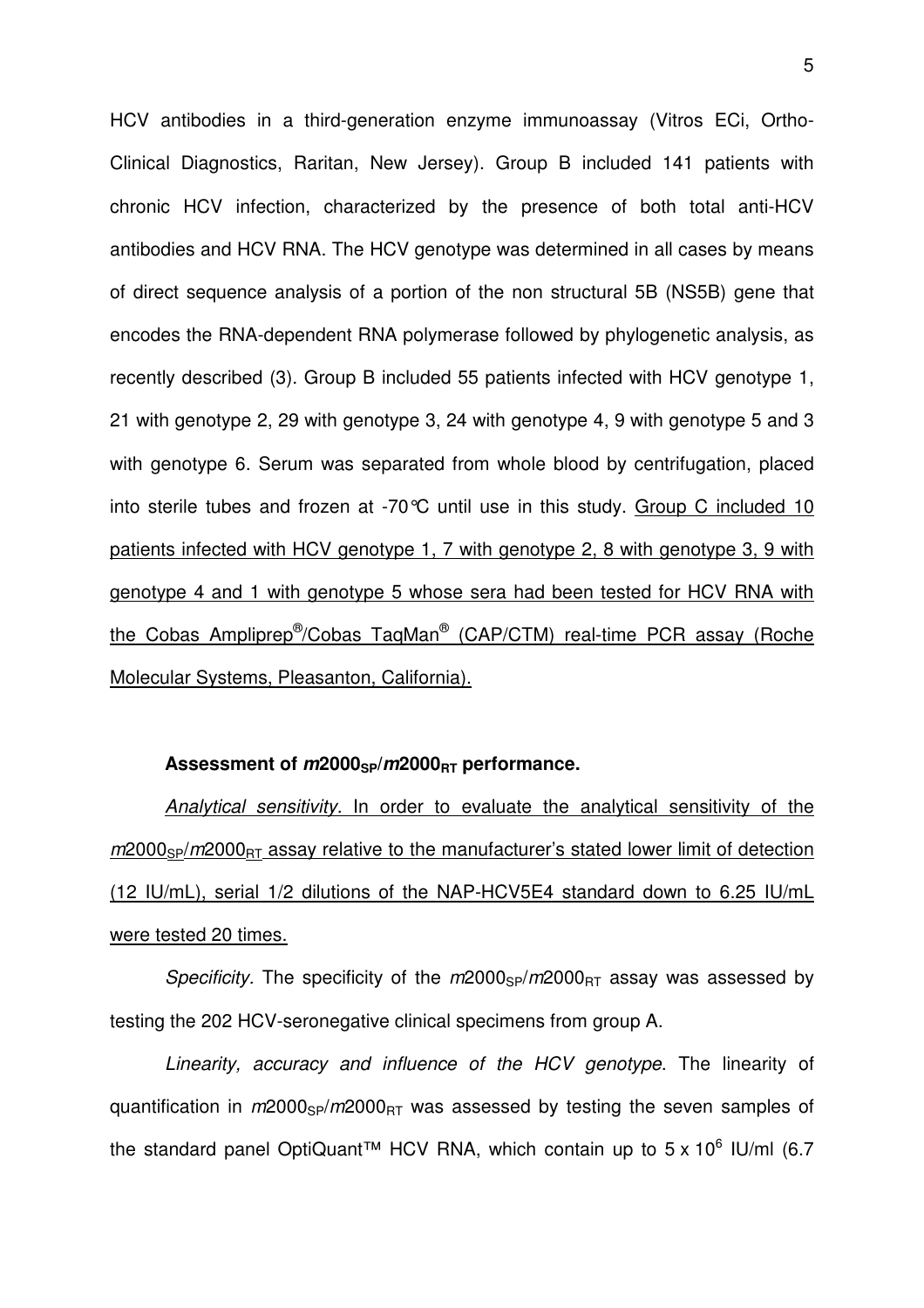HCV antibodies in a third-generation enzyme immunoassay (Vitros ECi, Ortho-Clinical Diagnostics, Raritan, New Jersey). Group B included 141 patients with chronic HCV infection, characterized by the presence of both total anti-HCV antibodies and HCV RNA. The HCV genotype was determined in all cases by means of direct sequence analysis of a portion of the non structural 5B (NS5B) gene that encodes the RNA-dependent RNA polymerase followed by phylogenetic analysis, as recently described (3). Group B included 55 patients infected with HCV genotype 1, 21 with genotype 2, 29 with genotype 3, 24 with genotype 4, 9 with genotype 5 and 3 with genotype 6. Serum was separated from whole blood by centrifugation, placed into sterile tubes and frozen at -70°C until use in this study. Group C included 10 patients infected with HCV genotype 1, 7 with genotype 2, 8 with genotype 3, 9 with genotype 4 and 1 with genotype 5 whose sera had been tested for HCV RNA with the Cobas Ampliprep®/Cobas TaqMan® (CAP/CTM) real-time PCR assay (Roche Molecular Systems, Pleasanton, California).

**Assessment of *m*2000$_{SP}$/*m*2000$_{RT}$ performance.**

*Analytical sensitivity.* In order to evaluate the analytical sensitivity of the *m*2000$_{SP}$/*m*2000$_{RT}$ assay relative to the manufacturer's stated lower limit of detection (12 IU/mL), serial 1/2 dilutions of the NAP-HCV5E4 standard down to 6.25 IU/mL were tested 20 times.

*Specificity.* The specificity of the *m*2000$_{SP}$/*m*2000$_{RT}$ assay was assessed by testing the 202 HCV-seronegative clinical specimens from group A.

*Linearity, accuracy and influence of the HCV genotype*. The linearity of quantification in *m*2000$_{SP}$/*m*2000$_{RT}$ was assessed by testing the seven samples of the standard panel OptiQuant™ HCV RNA, which contain up to $5 \times 10^6$ IU/ml (6.7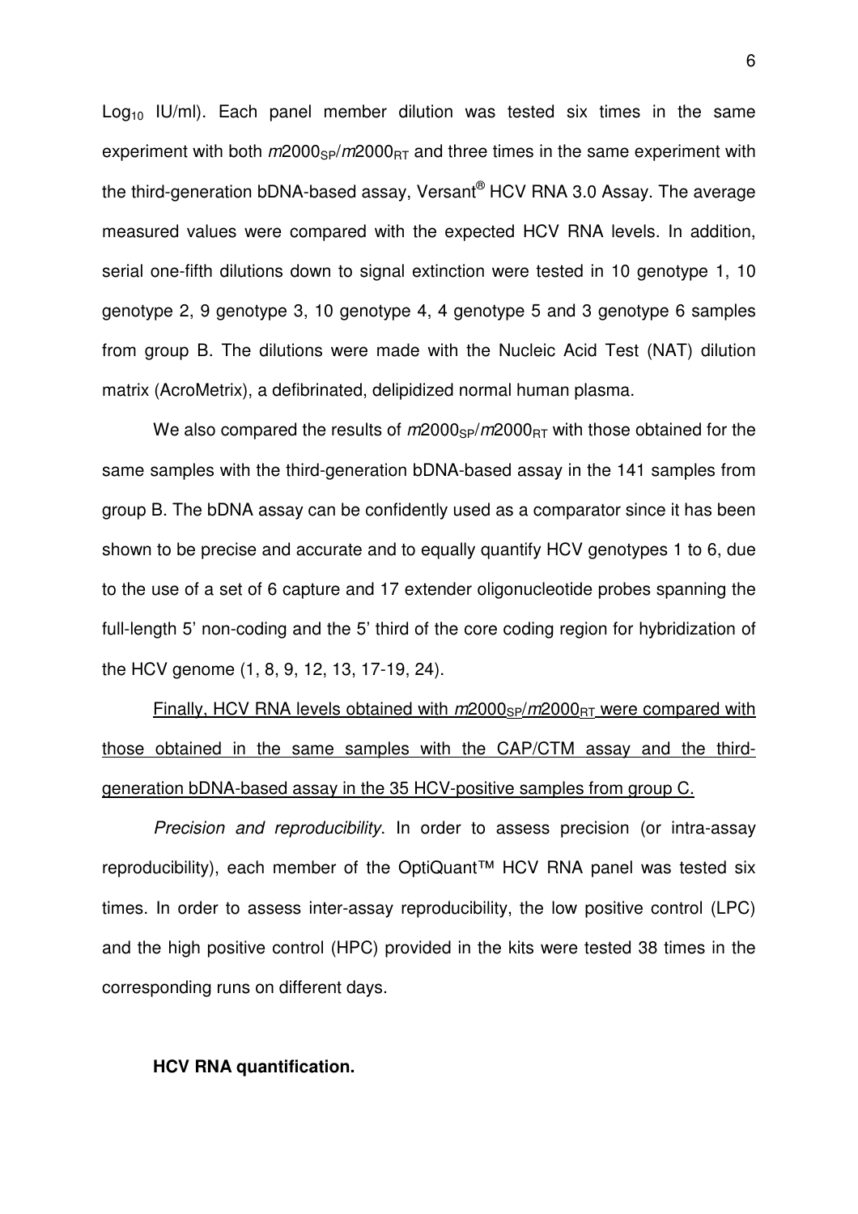$Log_{10}$ IU/ml). Each panel member dilution was tested six times in the same experiment with both $m2000_{SP}/m2000_{RT}$ and three times in the same experiment with the third-generation bDNA-based assay, Versant® HCV RNA 3.0 Assay. The average measured values were compared with the expected HCV RNA levels. In addition, serial one-fifth dilutions down to signal extinction were tested in 10 genotype 1, 10 genotype 2, 9 genotype 3, 10 genotype 4, 4 genotype 5 and 3 genotype 6 samples from group B. The dilutions were made with the Nucleic Acid Test (NAT) dilution matrix (AcroMetrix), a defibrinated, delipidized normal human plasma.

We also compared the results of $m2000_{SP}/m2000_{RT}$ with those obtained for the same samples with the third-generation bDNA-based assay in the 141 samples from group B. The bDNA assay can be confidently used as a comparator since it has been shown to be precise and accurate and to equally quantify HCV genotypes 1 to 6, due to the use of a set of 6 capture and 17 extender oligonucleotide probes spanning the full-length 5' non-coding and the 5' third of the core coding region for hybridization of the HCV genome (1, 8, 9, 12, 13, 17-19, 24).

Finally, HCV RNA levels obtained with $m2000_{SP}/m2000_{RT}$ were compared with those obtained in the same samples with the CAP/CTM assay and the third-generation bDNA-based assay in the 35 HCV-positive samples from group C.

*Precision and reproducibility*. In order to assess precision (or intra-assay reproducibility), each member of the OptiQuant™ HCV RNA panel was tested six times. In order to assess inter-assay reproducibility, the low positive control (LPC) and the high positive control (HPC) provided in the kits were tested 38 times in the corresponding runs on different days.

**HCV RNA quantification.**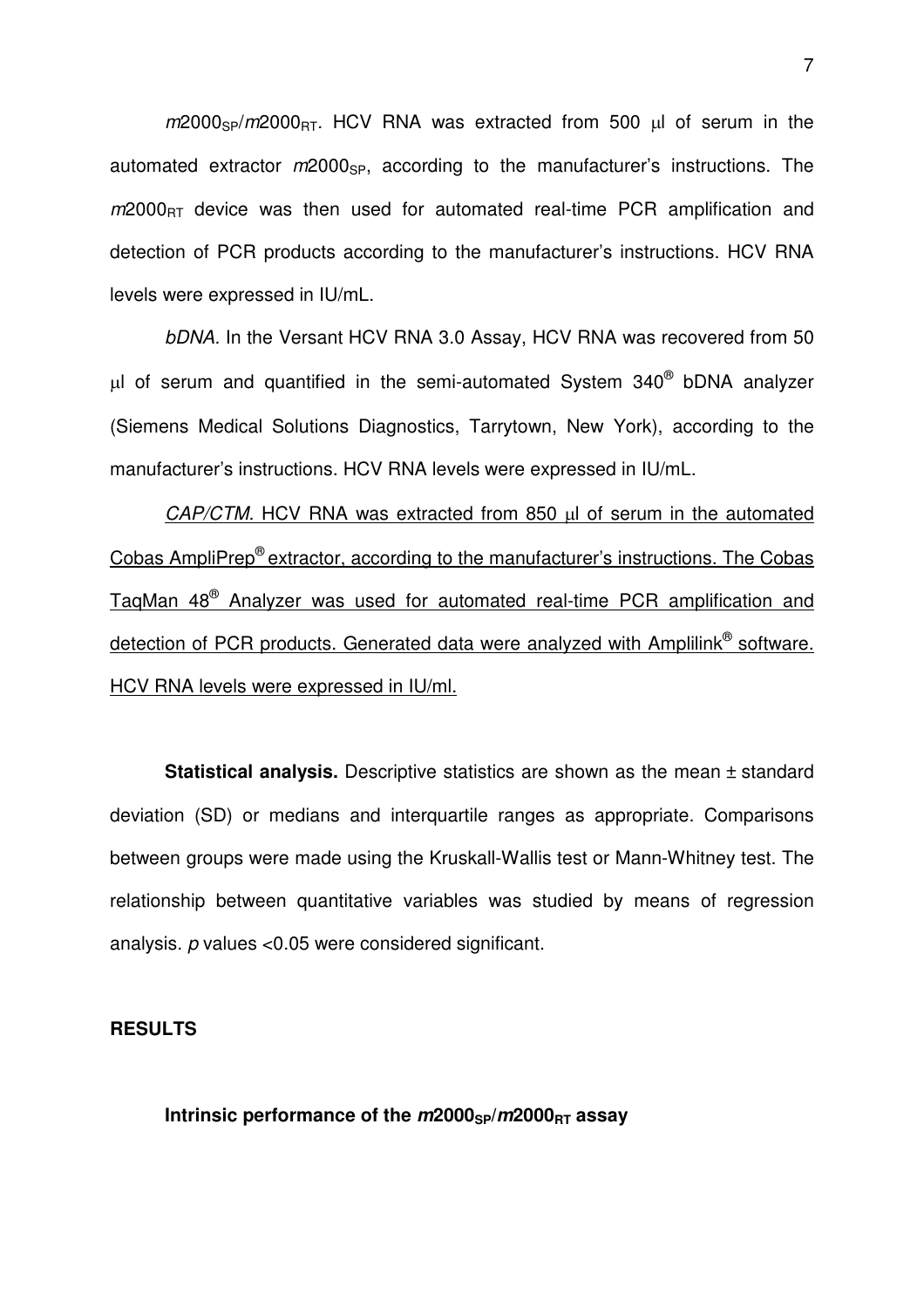*m*2000$_{SP}$/*m*2000$_{RT}$. HCV RNA was extracted from 500 µl of serum in the automated extractor *m*2000$_{SP}$, according to the manufacturer's instructions. The *m*2000$_{RT}$ device was then used for automated real-time PCR amplification and detection of PCR products according to the manufacturer's instructions. HCV RNA levels were expressed in IU/mL.

*bDNA.* In the Versant HCV RNA 3.0 Assay, HCV RNA was recovered from 50 µl of serum and quantified in the semi-automated System 340® bDNA analyzer (Siemens Medical Solutions Diagnostics, Tarrytown, New York), according to the manufacturer's instructions. HCV RNA levels were expressed in IU/mL.

<u>*CAP/CTM.* HCV RNA was extracted from 850 µl of serum in the automated Cobas AmpliPrep® extractor, according to the manufacturer's instructions. The Cobas TaqMan 48® Analyzer was used for automated real-time PCR amplification and detection of PCR products. Generated data were analyzed with Amplilink® software. HCV RNA levels were expressed in IU/ml.</u>

**Statistical analysis.** Descriptive statistics are shown as the mean ± standard deviation (SD) or medians and interquartile ranges as appropriate. Comparisons between groups were made using the Kruskall-Wallis test or Mann-Whitney test. The relationship between quantitative variables was studied by means of regression analysis. *p* values <0.05 were considered significant.

## RESULTS

### Intrinsic performance of the *m*2000$_{SP}$/*m*2000$_{RT}$ assay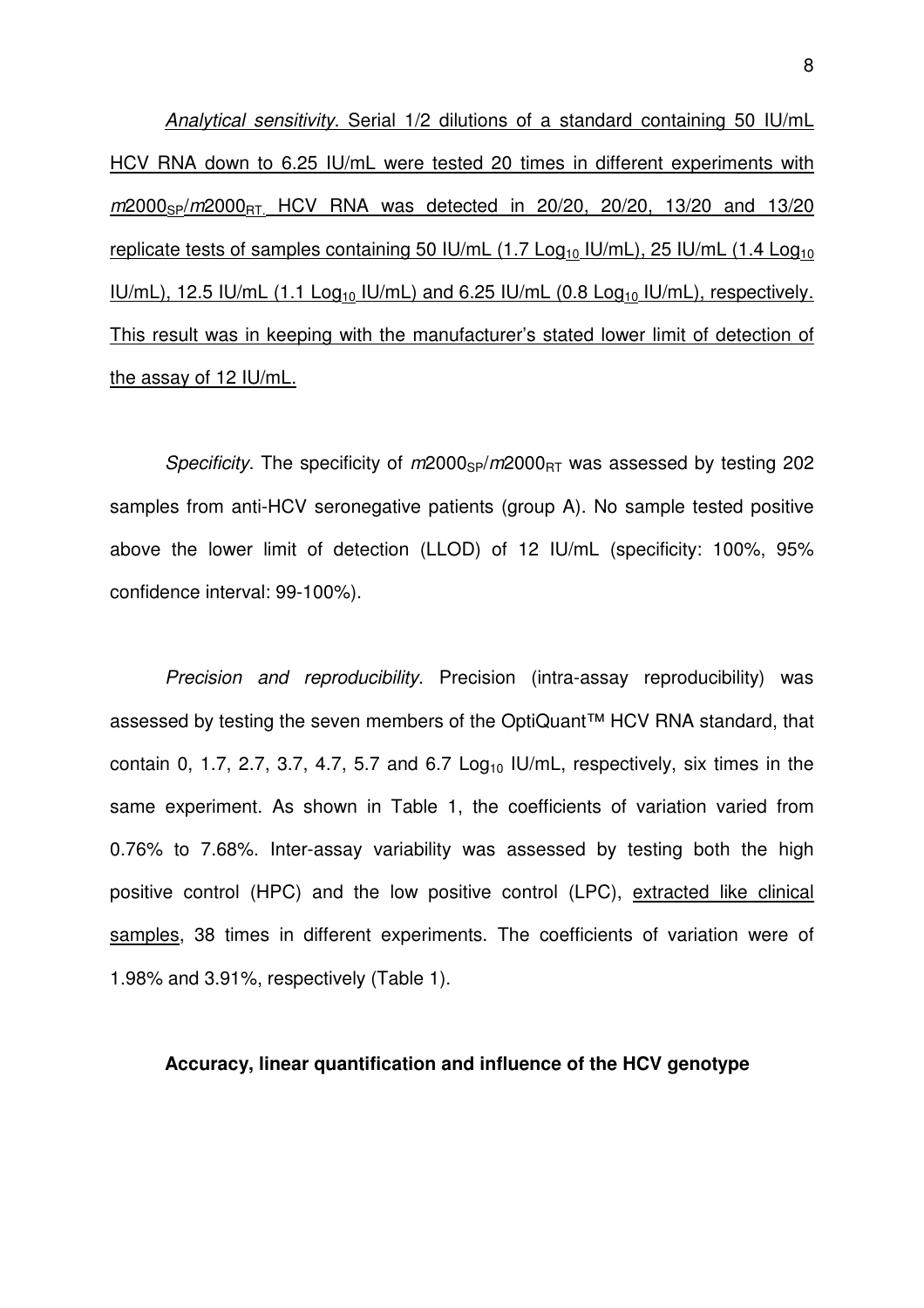*Analytical sensitivity*. Serial 1/2 dilutions of a standard containing 50 IU/mL HCV RNA down to 6.25 IU/mL were tested 20 times in different experiments with *m*2000$_{SP}$/*m*2000$_{RT}$. HCV RNA was detected in 20/20, 20/20, 13/20 and 13/20 replicate tests of samples containing 50 IU/mL (1.7 $Log_{10}$ IU/mL), 25 IU/mL (1.4 $Log_{10}$ IU/mL), 12.5 IU/mL (1.1 $Log_{10}$ IU/mL) and 6.25 IU/mL (0.8 $Log_{10}$ IU/mL), respectively. This result was in keeping with the manufacturer's stated lower limit of detection of the assay of 12 IU/mL.

*Specificity*. The specificity of *m*2000$_{SP}$/*m*2000$_{RT}$ was assessed by testing 202 samples from anti-HCV seronegative patients (group A). No sample tested positive above the lower limit of detection (LLOD) of 12 IU/mL (specificity: 100%, 95% confidence interval: 99-100%).

*Precision and reproducibility*. Precision (intra-assay reproducibility) was assessed by testing the seven members of the OptiQuant™ HCV RNA standard, that contain 0, 1.7, 2.7, 3.7, 4.7, 5.7 and 6.7 $Log_{10}$ IU/mL, respectively, six times in the same experiment. As shown in Table 1, the coefficients of variation varied from 0.76% to 7.68%. Inter-assay variability was assessed by testing both the high positive control (HPC) and the low positive control (LPC), extracted like clinical samples, 38 times in different experiments. The coefficients of variation were of 1.98% and 3.91%, respectively (Table 1).

**Accuracy, linear quantification and influence of the HCV genotype**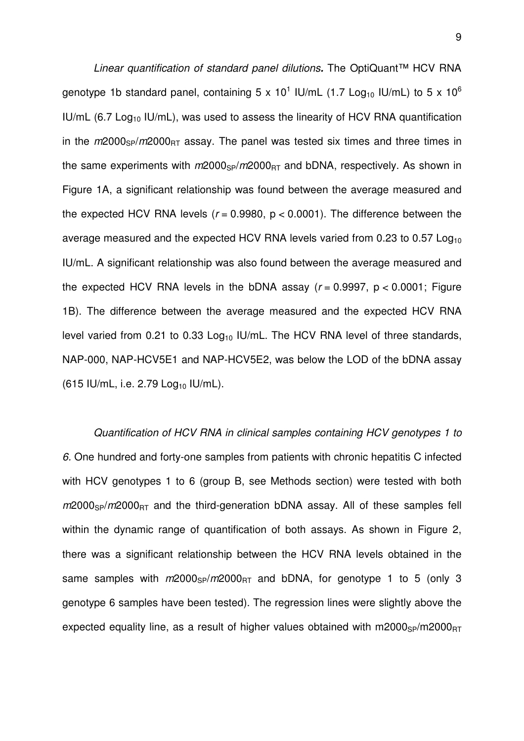*Linear quantification of standard panel dilutions.* The OptiQuant™ HCV RNA genotype 1b standard panel, containing 5 x $10^1$ IU/mL (1.7 $Log_{10}$ IU/mL) to 5 x $10^6$ IU/mL (6.7 $Log_{10}$ IU/mL), was used to assess the linearity of HCV RNA quantification in the $m2000_{SP}/m2000_{RT}$ assay. The panel was tested six times and three times in the same experiments with $m2000_{SP}/m2000_{RT}$ and bDNA, respectively. As shown in Figure 1A, a significant relationship was found between the average measured and the expected HCV RNA levels ($r = 0.9980$, $p < 0.0001$). The difference between the average measured and the expected HCV RNA levels varied from 0.23 to 0.57 $Log_{10}$ IU/mL. A significant relationship was also found between the average measured and the expected HCV RNA levels in the bDNA assay ($r = 0.9997$, $p < 0.0001$; Figure 1B). The difference between the average measured and the expected HCV RNA level varied from 0.21 to 0.33 $Log_{10}$ IU/mL. The HCV RNA level of three standards, NAP-000, NAP-HCV5E1 and NAP-HCV5E2, was below the LOD of the bDNA assay (615 IU/mL, i.e. 2.79 $Log_{10}$ IU/mL).

*Quantification of HCV RNA in clinical samples containing HCV genotypes 1 to 6.* One hundred and forty-one samples from patients with chronic hepatitis C infected with HCV genotypes 1 to 6 (group B, see Methods section) were tested with both $m2000_{SP}/m2000_{RT}$ and the third-generation bDNA assay. All of these samples fell within the dynamic range of quantification of both assays. As shown in Figure 2, there was a significant relationship between the HCV RNA levels obtained in the same samples with $m2000_{SP}/m2000_{RT}$ and bDNA, for genotype 1 to 5 (only 3 genotype 6 samples have been tested). The regression lines were slightly above the expected equality line, as a result of higher values obtained with $m2000_{SP}/m2000_{RT}$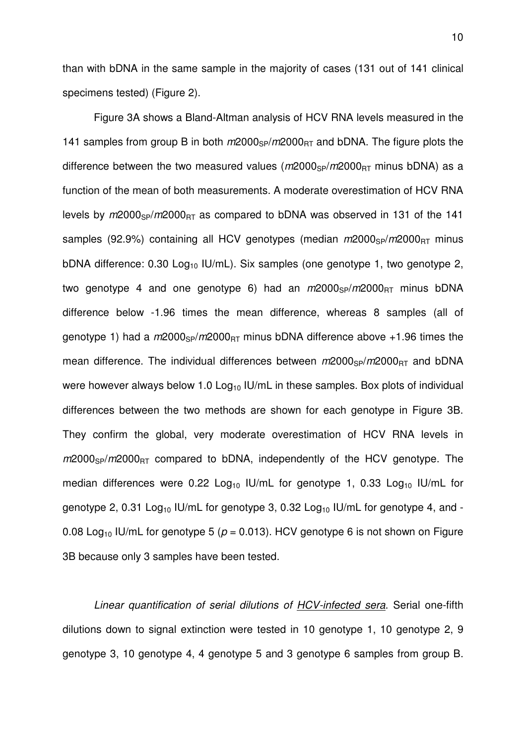than with bDNA in the same sample in the majority of cases (131 out of 141 clinical specimens tested) (Figure 2).

Figure 3A shows a Bland-Altman analysis of HCV RNA levels measured in the 141 samples from group B in both *m*2000$_{SP}$/*m*2000$_{RT}$ and bDNA. The figure plots the difference between the two measured values (*m*2000$_{SP}$/*m*2000$_{RT}$ minus bDNA) as a function of the mean of both measurements. A moderate overestimation of HCV RNA levels by *m*2000$_{SP}$/*m*2000$_{RT}$ as compared to bDNA was observed in 131 of the 141 samples (92.9%) containing all HCV genotypes (median *m*2000$_{SP}$/*m*2000$_{RT}$ minus bDNA difference: 0.30 Log$_{10}$ IU/mL). Six samples (one genotype 1, two genotype 2, two genotype 4 and one genotype 6) had an *m*2000$_{SP}$/*m*2000$_{RT}$ minus bDNA difference below -1.96 times the mean difference, whereas 8 samples (all of genotype 1) had a *m*2000$_{SP}$/*m*2000$_{RT}$ minus bDNA difference above +1.96 times the mean difference. The individual differences between *m*2000$_{SP}$/*m*2000$_{RT}$ and bDNA were however always below 1.0 Log$_{10}$ IU/mL in these samples. Box plots of individual differences between the two methods are shown for each genotype in Figure 3B. They confirm the global, very moderate overestimation of HCV RNA levels in *m*2000$_{SP}$/*m*2000$_{RT}$ compared to bDNA, independently of the HCV genotype. The median differences were 0.22 Log$_{10}$ IU/mL for genotype 1, 0.33 Log$_{10}$ IU/mL for genotype 2, 0.31 Log$_{10}$ IU/mL for genotype 3, 0.32 Log$_{10}$ IU/mL for genotype 4, and -0.08 Log$_{10}$ IU/mL for genotype 5 ($p = 0.013$). HCV genotype 6 is not shown on Figure 3B because only 3 samples have been tested.

*Linear quantification of serial dilutions of HCV-infected sera*. Serial one-fifth dilutions down to signal extinction were tested in 10 genotype 1, 10 genotype 2, 9 genotype 3, 10 genotype 4, 4 genotype 5 and 3 genotype 6 samples from group B.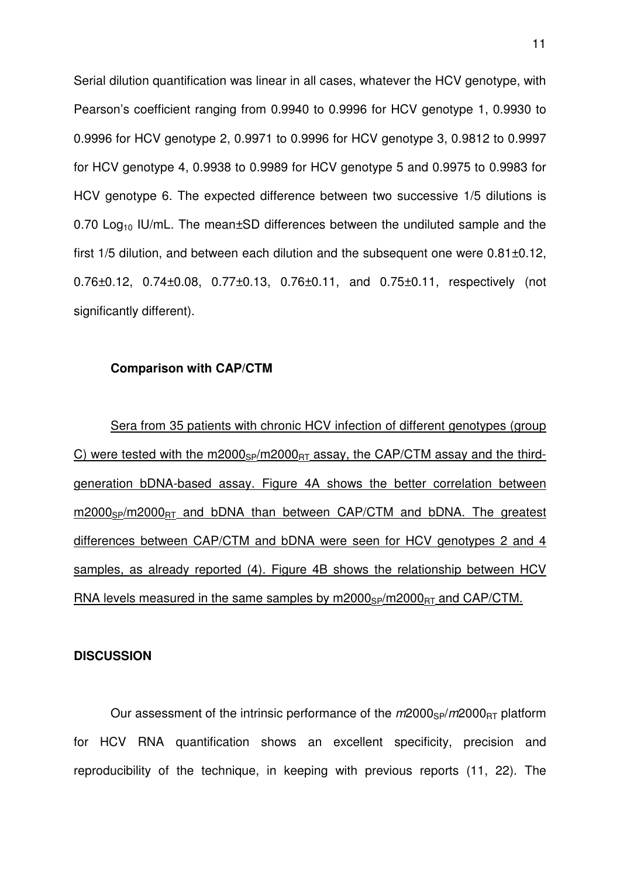Serial dilution quantification was linear in all cases, whatever the HCV genotype, with Pearson's coefficient ranging from 0.9940 to 0.9996 for HCV genotype 1, 0.9930 to 0.9996 for HCV genotype 2, 0.9971 to 0.9996 for HCV genotype 3, 0.9812 to 0.9997 for HCV genotype 4, 0.9938 to 0.9989 for HCV genotype 5 and 0.9975 to 0.9983 for HCV genotype 6. The expected difference between two successive 1/5 dilutions is 0.70 $Log_{10}$ IU/mL. The mean±SD differences between the undiluted sample and the first 1/5 dilution, and between each dilution and the subsequent one were 0.81±0.12, 0.76±0.12, 0.74±0.08, 0.77±0.13, 0.76±0.11, and 0.75±0.11, respectively (not significantly different).

### Comparison with CAP/CTM

Sera from 35 patients with chronic HCV infection of different genotypes (group C) were tested with the $m2000_{SP}/m2000_{RT}$ assay, the CAP/CTM assay and the third-generation bDNA-based assay. Figure 4A shows the better correlation between $m2000_{SP}/m2000_{RT}$ and bDNA than between CAP/CTM and bDNA. The greatest differences between CAP/CTM and bDNA were seen for HCV genotypes 2 and 4 samples, as already reported (4). Figure 4B shows the relationship between HCV RNA levels measured in the same samples by $m2000_{SP}/m2000_{RT}$ and CAP/CTM.

## DISCUSSION

Our assessment of the intrinsic performance of the *m*2000$_{SP}$/*m*2000$_{RT}$ platform for HCV RNA quantification shows an excellent specificity, precision and reproducibility of the technique, in keeping with previous reports (11, 22). The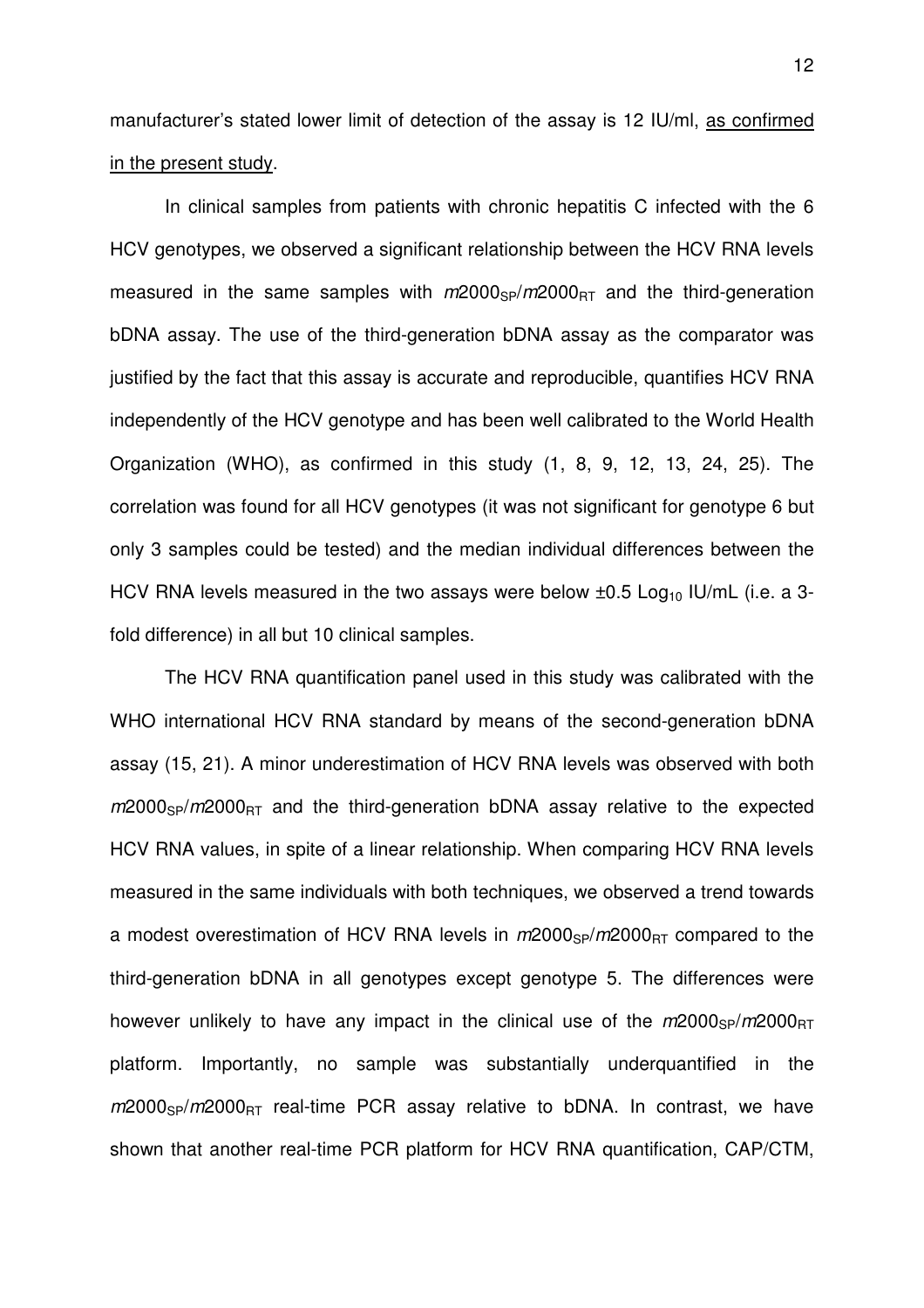manufacturer's stated lower limit of detection of the assay is 12 IU/ml, <u>as confirmed in the present study</u>.

In clinical samples from patients with chronic hepatitis C infected with the 6 HCV genotypes, we observed a significant relationship between the HCV RNA levels measured in the same samples with *m*2000$_{SP}$/*m*2000$_{RT}$ and the third-generation bDNA assay. The use of the third-generation bDNA assay as the comparator was justified by the fact that this assay is accurate and reproducible, quantifies HCV RNA independently of the HCV genotype and has been well calibrated to the World Health Organization (WHO), as confirmed in this study (1, 8, 9, 12, 13, 24, 25). The correlation was found for all HCV genotypes (it was not significant for genotype 6 but only 3 samples could be tested) and the median individual differences between the HCV RNA levels measured in the two assays were below ±0.5 $Log_{10}$ IU/mL (i.e. a 3-fold difference) in all but 10 clinical samples.

The HCV RNA quantification panel used in this study was calibrated with the WHO international HCV RNA standard by means of the second-generation bDNA assay (15, 21). A minor underestimation of HCV RNA levels was observed with both *m*2000$_{SP}$/*m*2000$_{RT}$ and the third-generation bDNA assay relative to the expected HCV RNA values, in spite of a linear relationship. When comparing HCV RNA levels measured in the same individuals with both techniques, we observed a trend towards a modest overestimation of HCV RNA levels in *m*2000$_{SP}$/*m*2000$_{RT}$ compared to the third-generation bDNA in all genotypes except genotype 5. The differences were however unlikely to have any impact in the clinical use of the *m*2000$_{SP}$/*m*2000$_{RT}$ platform. Importantly, no sample was substantially underquantified in the *m*2000$_{SP}$/*m*2000$_{RT}$ real-time PCR assay relative to bDNA. In contrast, we have shown that another real-time PCR platform for HCV RNA quantification, CAP/CTM,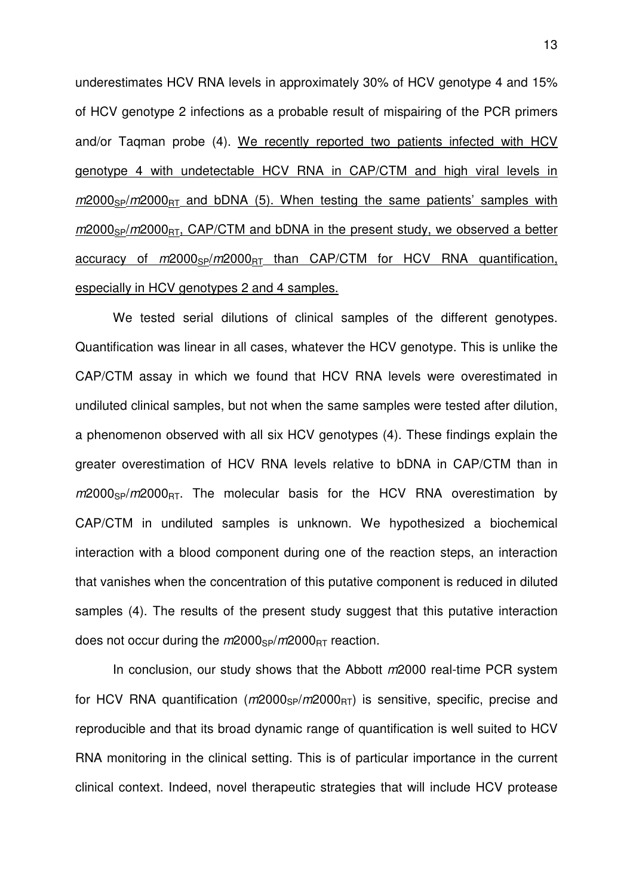underestimates HCV RNA levels in approximately 30% of HCV genotype 4 and 15% of HCV genotype 2 infections as a probable result of mispairing of the PCR primers and/or Taqman probe (4). <u>We recently reported two patients infected with HCV genotype 4 with undetectable HCV RNA in CAP/CTM and high viral levels in *m*2000$_{SP}$/*m*2000$_{RT}$ and bDNA (5). When testing the same patients' samples with *m*2000$_{SP}$/*m*2000$_{RT}$, CAP/CTM and bDNA in the present study, we observed a better accuracy of *m*2000$_{SP}$/*m*2000$_{RT}$ than CAP/CTM for HCV RNA quantification, especially in HCV genotypes 2 and 4 samples.</u>

We tested serial dilutions of clinical samples of the different genotypes. Quantification was linear in all cases, whatever the HCV genotype. This is unlike the CAP/CTM assay in which we found that HCV RNA levels were overestimated in undiluted clinical samples, but not when the same samples were tested after dilution, a phenomenon observed with all six HCV genotypes (4). These findings explain the greater overestimation of HCV RNA levels relative to bDNA in CAP/CTM than in *m*2000$_{SP}$/*m*2000$_{RT}$. The molecular basis for the HCV RNA overestimation by CAP/CTM in undiluted samples is unknown. We hypothesized a biochemical interaction with a blood component during one of the reaction steps, an interaction that vanishes when the concentration of this putative component is reduced in diluted samples (4). The results of the present study suggest that this putative interaction does not occur during the *m*2000$_{SP}$/*m*2000$_{RT}$ reaction.

In conclusion, our study shows that the Abbott *m*2000 real-time PCR system for HCV RNA quantification (*m*2000$_{SP}$/*m*2000$_{RT}$) is sensitive, specific, precise and reproducible and that its broad dynamic range of quantification is well suited to HCV RNA monitoring in the clinical setting. This is of particular importance in the current clinical context. Indeed, novel therapeutic strategies that will include HCV protease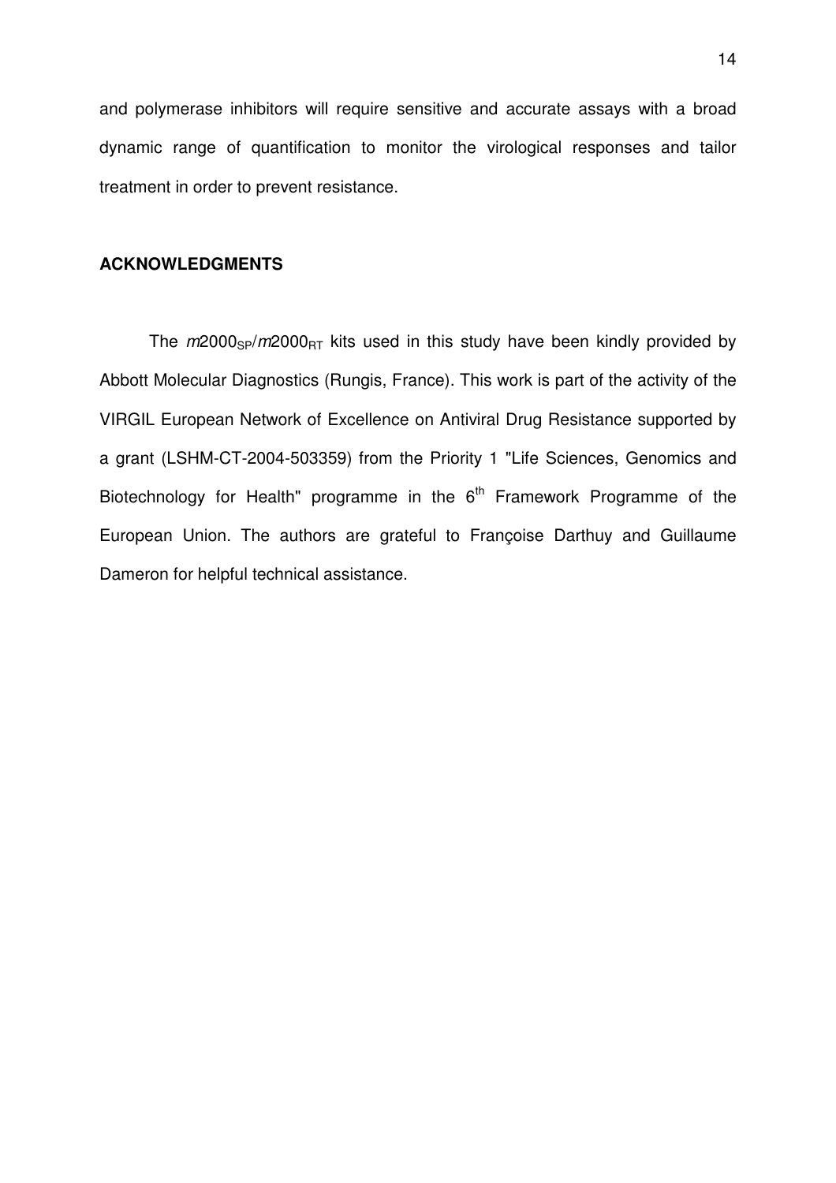and polymerase inhibitors will require sensitive and accurate assays with a broad dynamic range of quantification to monitor the virological responses and tailor treatment in order to prevent resistance.

## ACKNOWLEDGMENTS

The $m2000_{SP}$/$m2000_{RT}$ kits used in this study have been kindly provided by Abbott Molecular Diagnostics (Rungis, France). This work is part of the activity of the VIRGIL European Network of Excellence on Antiviral Drug Resistance supported by a grant (LSHM-CT-2004-503359) from the Priority 1 "Life Sciences, Genomics and Biotechnology for Health" programme in the $6^{th}$ Framework Programme of the European Union. The authors are grateful to Françoise Darthuy and Guillaume Dameron for helpful technical assistance.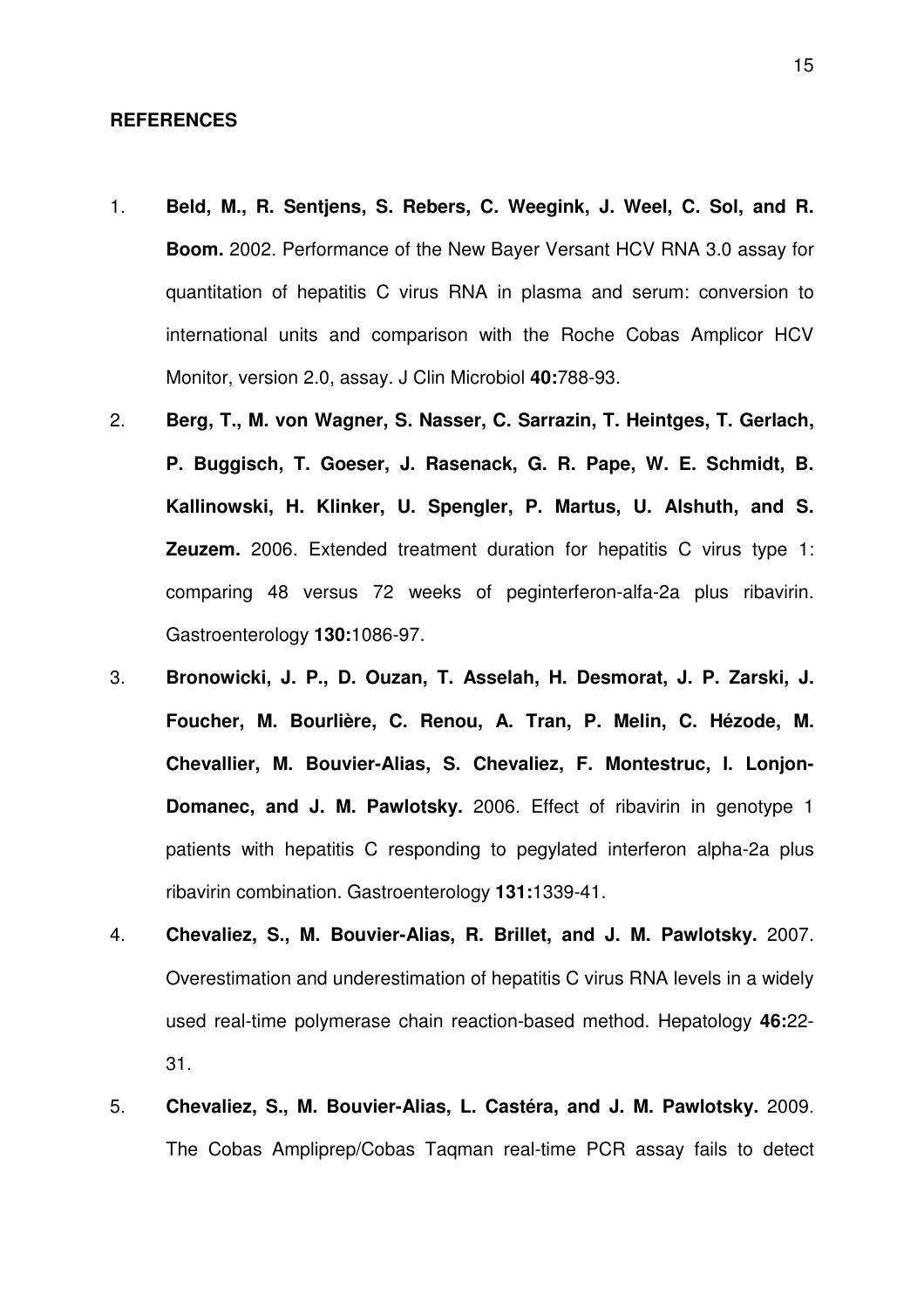**REFERENCES**

1. **Beld, M., R. Sentjens, S. Rebers, C. Weegink, J. Weel, C. Sol, and R. Boom.** 2002. Performance of the New Bayer Versant HCV RNA 3.0 assay for quantitation of hepatitis C virus RNA in plasma and serum: conversion to international units and comparison with the Roche Cobas Amplicor HCV Monitor, version 2.0, assay. J Clin Microbiol **40:**788-93.

2. **Berg, T., M. von Wagner, S. Nasser, C. Sarrazin, T. Heintges, T. Gerlach, P. Buggisch, T. Goeser, J. Rasenack, G. R. Pape, W. E. Schmidt, B. Kallinowski, H. Klinker, U. Spengler, P. Martus, U. Alshuth, and S. Zeuzem.** 2006. Extended treatment duration for hepatitis C virus type 1: comparing 48 versus 72 weeks of peginterferon-alfa-2a plus ribavirin. Gastroenterology **130:**1086-97.

3. **Bronowicki, J. P., D. Ouzan, T. Asselah, H. Desmorat, J. P. Zarski, J. Foucher, M. Bourlière, C. Renou, A. Tran, P. Melin, C. Hézode, M. Chevallier, M. Bouvier-Alias, S. Chevaliez, F. Montestruc, I. Lonjon-Domanec, and J. M. Pawlotsky.** 2006. Effect of ribavirin in genotype 1 patients with hepatitis C responding to pegylated interferon alpha-2a plus ribavirin combination. Gastroenterology **131:**1339-41.

4. **Chevaliez, S., M. Bouvier-Alias, R. Brillet, and J. M. Pawlotsky.** 2007. Overestimation and underestimation of hepatitis C virus RNA levels in a widely used real-time polymerase chain reaction-based method. Hepatology **46:**22-31.

5. **Chevaliez, S., M. Bouvier-Alias, L. Castéra, and J. M. Pawlotsky.** 2009. The Cobas Ampliprep/Cobas Taqman real-time PCR assay fails to detect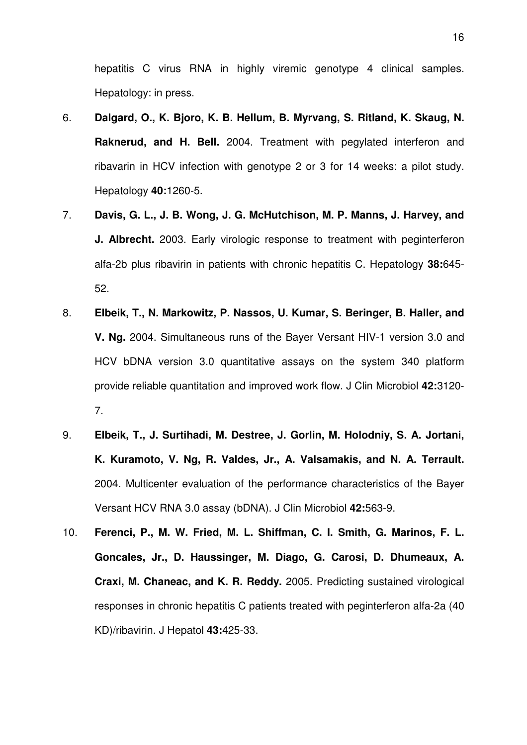hepatitis C virus RNA in highly viremic genotype 4 clinical samples. Hepatology: in press.

6. **Dalgard, O., K. Bjoro, K. B. Hellum, B. Myrvang, S. Ritland, K. Skaug, N. Raknerud, and H. Bell.** 2004. Treatment with pegylated interferon and ribavarin in HCV infection with genotype 2 or 3 for 14 weeks: a pilot study. Hepatology **40:**1260-5.

7. **Davis, G. L., J. B. Wong, J. G. McHutchison, M. P. Manns, J. Harvey, and J. Albrecht.** 2003. Early virologic response to treatment with peginterferon alfa-2b plus ribavirin in patients with chronic hepatitis C. Hepatology **38:**645-52.

8. **Elbeik, T., N. Markowitz, P. Nassos, U. Kumar, S. Beringer, B. Haller, and V. Ng.** 2004. Simultaneous runs of the Bayer Versant HIV-1 version 3.0 and HCV bDNA version 3.0 quantitative assays on the system 340 platform provide reliable quantitation and improved work flow. J Clin Microbiol **42:**3120-7.

9. **Elbeik, T., J. Surtihadi, M. Destree, J. Gorlin, M. Holodniy, S. A. Jortani, K. Kuramoto, V. Ng, R. Valdes, Jr., A. Valsamakis, and N. A. Terrault.** 2004. Multicenter evaluation of the performance characteristics of the Bayer Versant HCV RNA 3.0 assay (bDNA). J Clin Microbiol **42:**563-9.

10. **Ferenci, P., M. W. Fried, M. L. Shiffman, C. I. Smith, G. Marinos, F. L. Goncales, Jr., D. Haussinger, M. Diago, G. Carosi, D. Dhumeaux, A. Craxi, M. Chaneac, and K. R. Reddy.** 2005. Predicting sustained virological responses in chronic hepatitis C patients treated with peginterferon alfa-2a (40 KD)/ribavirin. J Hepatol **43:**425-33.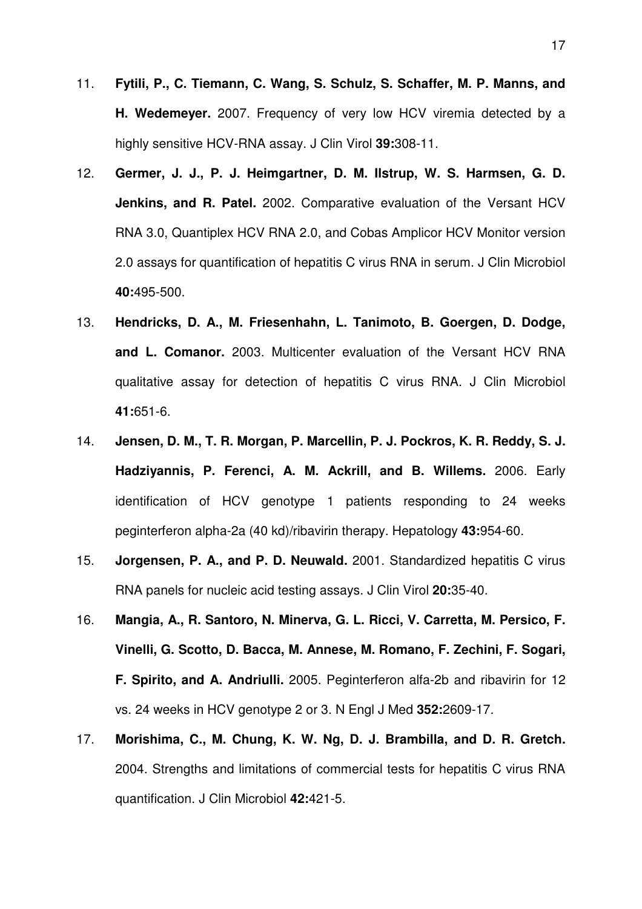11. **Fytili, P., C. Tiemann, C. Wang, S. Schulz, S. Schaffer, M. P. Manns, and H. Wedemeyer.** 2007. Frequency of very low HCV viremia detected by a highly sensitive HCV-RNA assay. J Clin Virol **39:**308-11.

12. **Germer, J. J., P. J. Heimgartner, D. M. Ilstrup, W. S. Harmsen, G. D. Jenkins, and R. Patel.** 2002. Comparative evaluation of the Versant HCV RNA 3.0, Quantiplex HCV RNA 2.0, and Cobas Amplicor HCV Monitor version 2.0 assays for quantification of hepatitis C virus RNA in serum. J Clin Microbiol **40:**495-500.

13. **Hendricks, D. A., M. Friesenhahn, L. Tanimoto, B. Goergen, D. Dodge, and L. Comanor.** 2003. Multicenter evaluation of the Versant HCV RNA qualitative assay for detection of hepatitis C virus RNA. J Clin Microbiol **41:**651-6.

14. **Jensen, D. M., T. R. Morgan, P. Marcellin, P. J. Pockros, K. R. Reddy, S. J. Hadziyannis, P. Ferenci, A. M. Ackrill, and B. Willems.** 2006. Early identification of HCV genotype 1 patients responding to 24 weeks peginterferon alpha-2a (40 kd)/ribavirin therapy. Hepatology **43:**954-60.

15. **Jorgensen, P. A., and P. D. Neuwald.** 2001. Standardized hepatitis C virus RNA panels for nucleic acid testing assays. J Clin Virol **20:**35-40.

16. **Mangia, A., R. Santoro, N. Minerva, G. L. Ricci, V. Carretta, M. Persico, F. Vinelli, G. Scotto, D. Bacca, M. Annese, M. Romano, F. Zechini, F. Sogari, F. Spirito, and A. Andriulli.** 2005. Peginterferon alfa-2b and ribavirin for 12 vs. 24 weeks in HCV genotype 2 or 3. N Engl J Med **352:**2609-17.

17. **Morishima, C., M. Chung, K. W. Ng, D. J. Brambilla, and D. R. Gretch.** 2004. Strengths and limitations of commercial tests for hepatitis C virus RNA quantification. J Clin Microbiol **42:**421-5.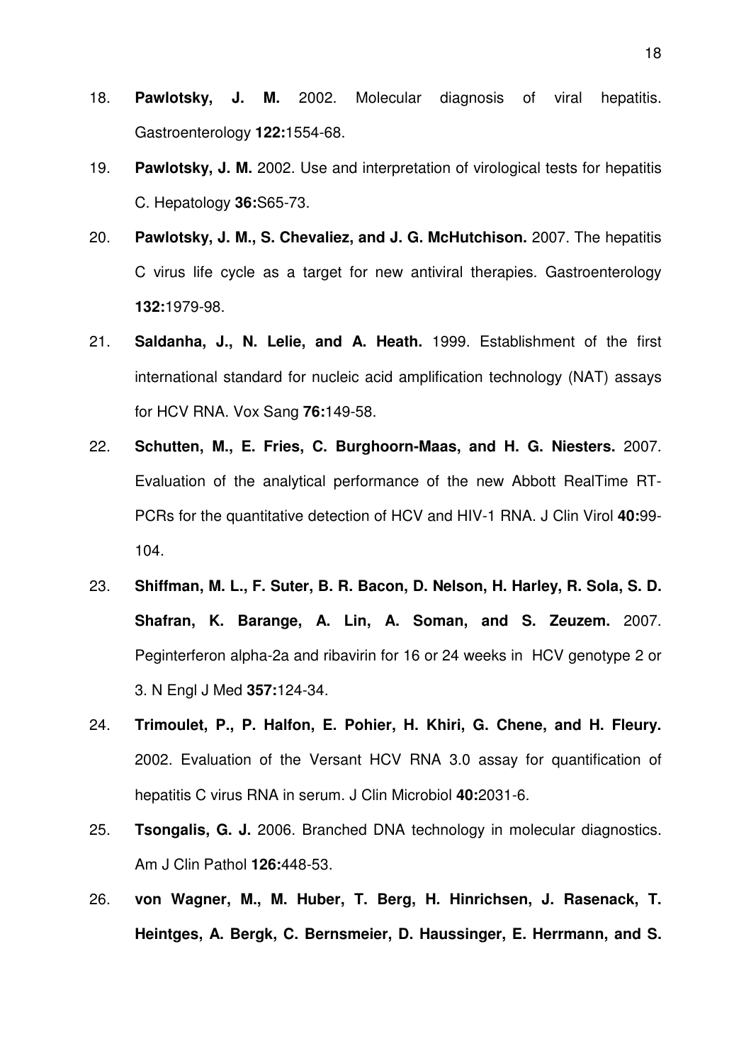18. **Pawlotsky, J. M.** 2002. Molecular diagnosis of viral hepatitis. Gastroenterology **122:**1554-68.

19. **Pawlotsky, J. M.** 2002. Use and interpretation of virological tests for hepatitis C. Hepatology **36:**S65-73.

20. **Pawlotsky, J. M., S. Chevaliez, and J. G. McHutchison.** 2007. The hepatitis C virus life cycle as a target for new antiviral therapies. Gastroenterology **132:**1979-98.

21. **Saldanha, J., N. Lelie, and A. Heath.** 1999. Establishment of the first international standard for nucleic acid amplification technology (NAT) assays for HCV RNA. Vox Sang **76:**149-58.

22. **Schutten, M., E. Fries, C. Burghoorn-Maas, and H. G. Niesters.** 2007. Evaluation of the analytical performance of the new Abbott RealTime RT-PCRs for the quantitative detection of HCV and HIV-1 RNA. J Clin Virol **40:**99-104.

23. **Shiffman, M. L., F. Suter, B. R. Bacon, D. Nelson, H. Harley, R. Sola, S. D. Shafran, K. Barange, A. Lin, A. Soman, and S. Zeuzem.** 2007. Peginterferon alpha-2a and ribavirin for 16 or 24 weeks in HCV genotype 2 or 3. N Engl J Med **357:**124-34.

24. **Trimoulet, P., P. Halfon, E. Pohier, H. Khiri, G. Chene, and H. Fleury.** 2002. Evaluation of the Versant HCV RNA 3.0 assay for quantification of hepatitis C virus RNA in serum. J Clin Microbiol **40:**2031-6.

25. **Tsongalis, G. J.** 2006. Branched DNA technology in molecular diagnostics. Am J Clin Pathol **126:**448-53.

26. **von Wagner, M., M. Huber, T. Berg, H. Hinrichsen, J. Rasenack, T. Heintges, A. Bergk, C. Bernsmeier, D. Haussinger, E. Herrmann, and S.**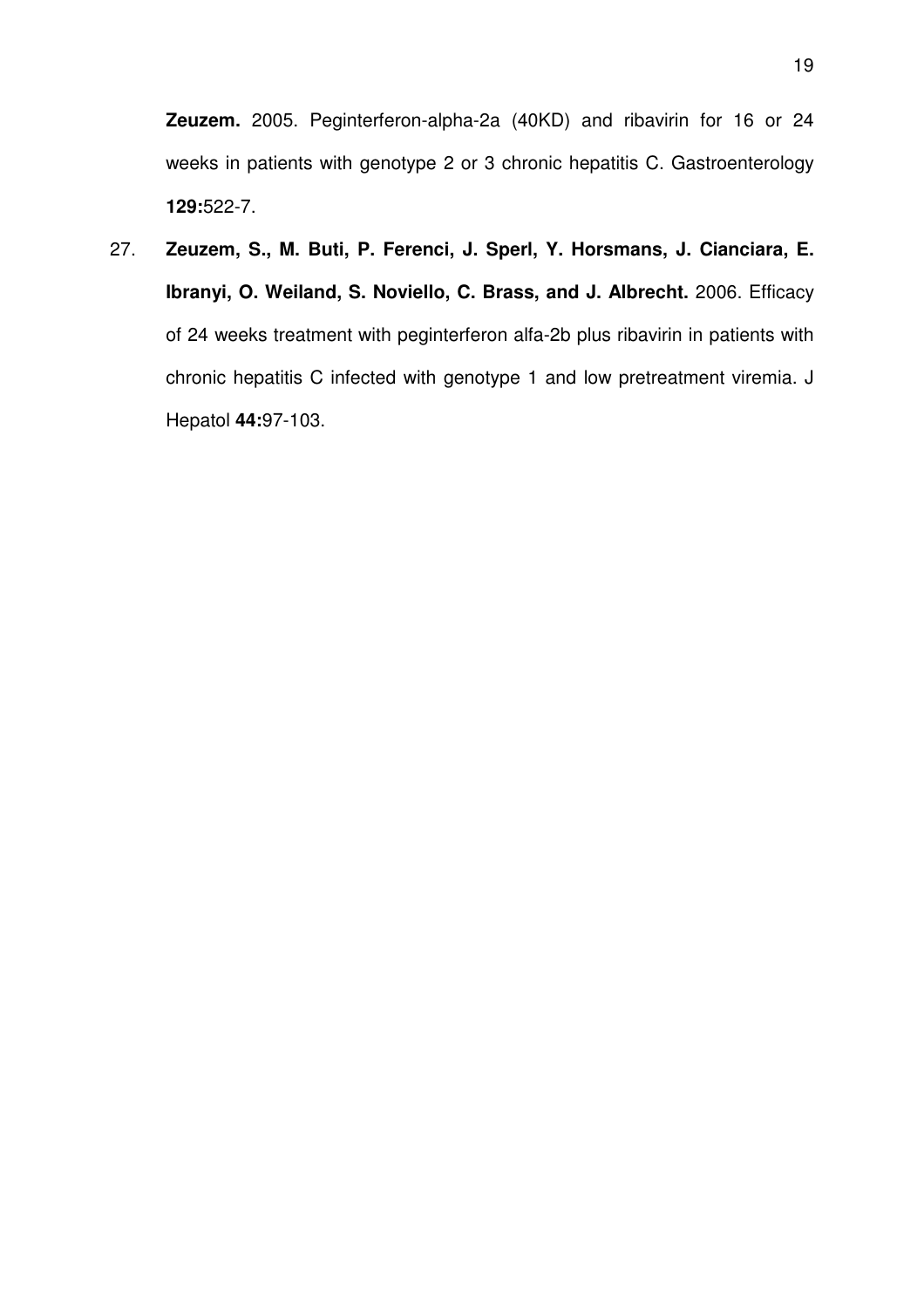**Zeuzem.** 2005. Peginterferon-alpha-2a (40KD) and ribavirin for 16 or 24 weeks in patients with genotype 2 or 3 chronic hepatitis C. Gastroenterology **129:**522-7.

27. **Zeuzem, S., M. Buti, P. Ferenci, J. Sperl, Y. Horsmans, J. Cianciara, E. Ibranyi, O. Weiland, S. Noviello, C. Brass, and J. Albrecht.** 2006. Efficacy of 24 weeks treatment with peginterferon alfa-2b plus ribavirin in patients with chronic hepatitis C infected with genotype 1 and low pretreatment viremia. J Hepatol **44:**97-103.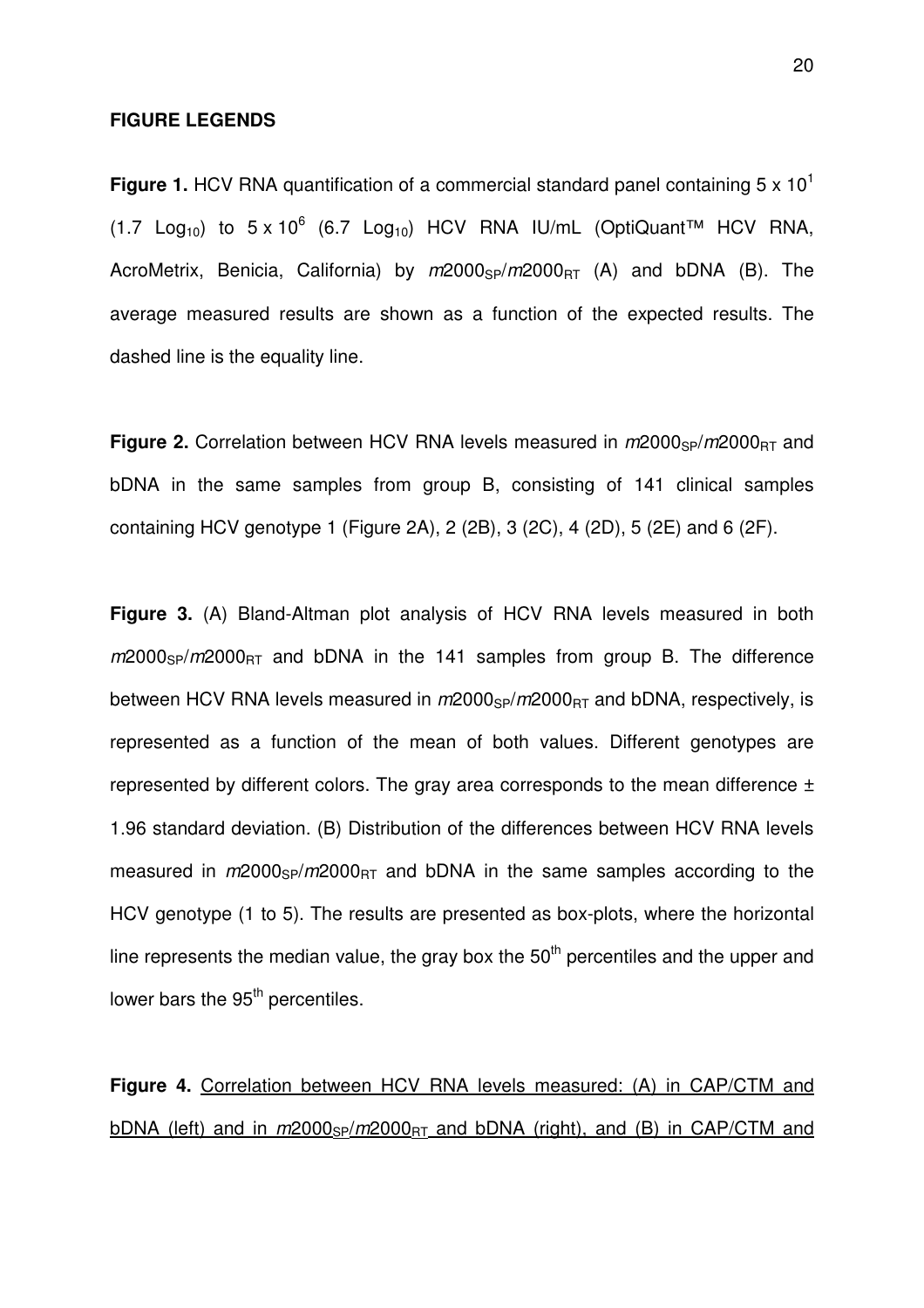**FIGURE LEGENDS**

**Figure 1.** HCV RNA quantification of a commercial standard panel containing 5 x $10^1$ (1.7 $Log_{10}$) to 5 x $10^6$ (6.7 $Log_{10}$) HCV RNA IU/mL (OptiQuant™ HCV RNA, AcroMetrix, Benicia, California) by $m2000_{SP}/m2000_{RT}$ (A) and bDNA (B). The average measured results are shown as a function of the expected results. The dashed line is the equality line.

**Figure 2.** Correlation between HCV RNA levels measured in $m2000_{SP}/m2000_{RT}$ and bDNA in the same samples from group B, consisting of 141 clinical samples containing HCV genotype 1 (Figure 2A), 2 (2B), 3 (2C), 4 (2D), 5 (2E) and 6 (2F).

**Figure 3.** (A) Bland-Altman plot analysis of HCV RNA levels measured in both $m2000_{SP}/m2000_{RT}$ and bDNA in the 141 samples from group B. The difference between HCV RNA levels measured in $m2000_{SP}/m2000_{RT}$ and bDNA, respectively, is represented as a function of the mean of both values. Different genotypes are represented by different colors. The gray area corresponds to the mean difference ± 1.96 standard deviation. (B) Distribution of the differences between HCV RNA levels measured in $m2000_{SP}/m2000_{RT}$ and bDNA in the same samples according to the HCV genotype (1 to 5). The results are presented as box-plots, where the horizontal line represents the median value, the gray box the 50th percentiles and the upper and lower bars the 95th percentiles.

**Figure 4.** Correlation between HCV RNA levels measured: (A) in CAP/CTM and bDNA (left) and in $m2000_{SP}/m2000_{RT}$ and bDNA (right), and (B) in CAP/CTM and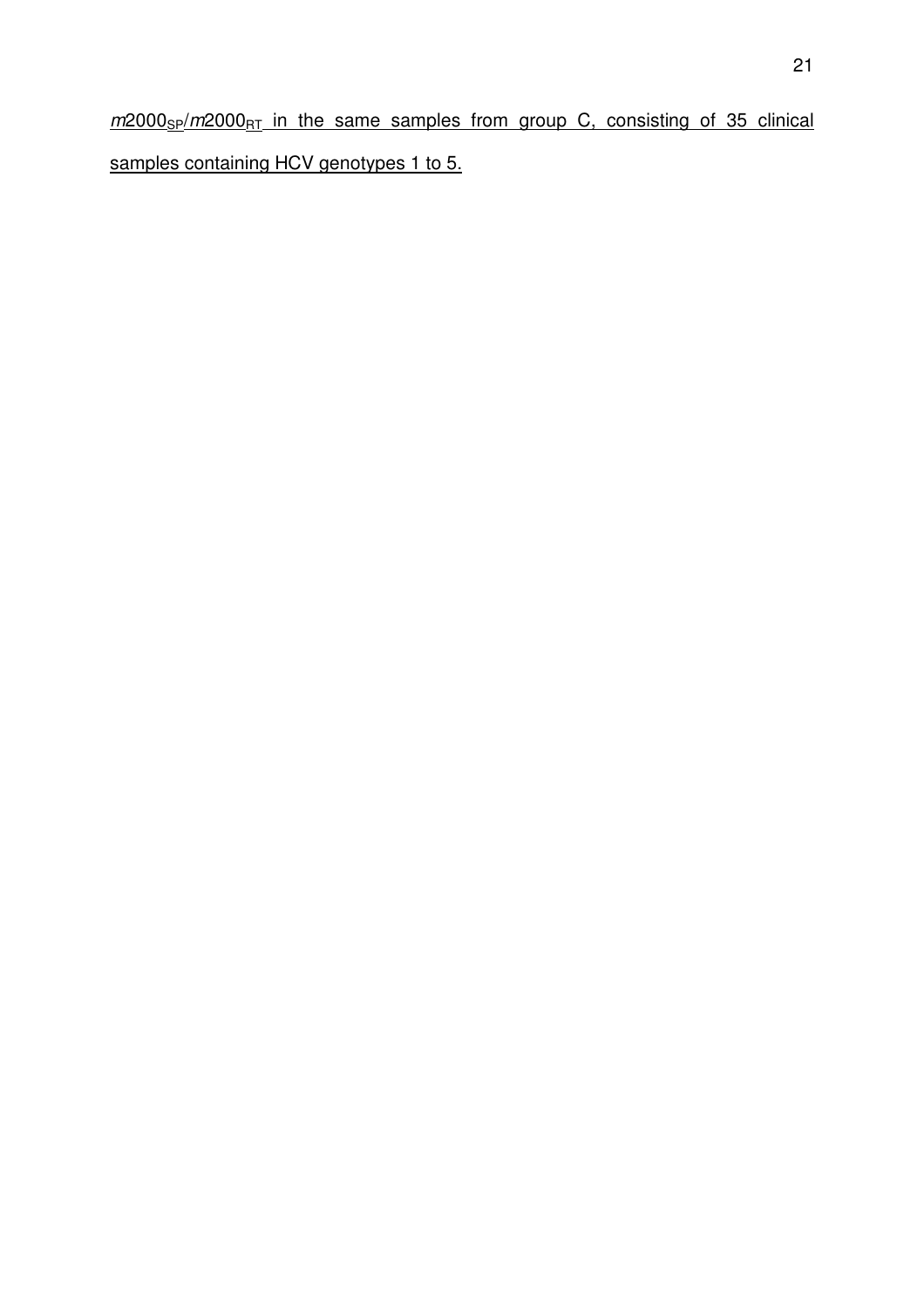$m2000_{SP}/m2000_{RT}$ in the same samples from group C, consisting of 35 clinical samples containing HCV genotypes 1 to 5.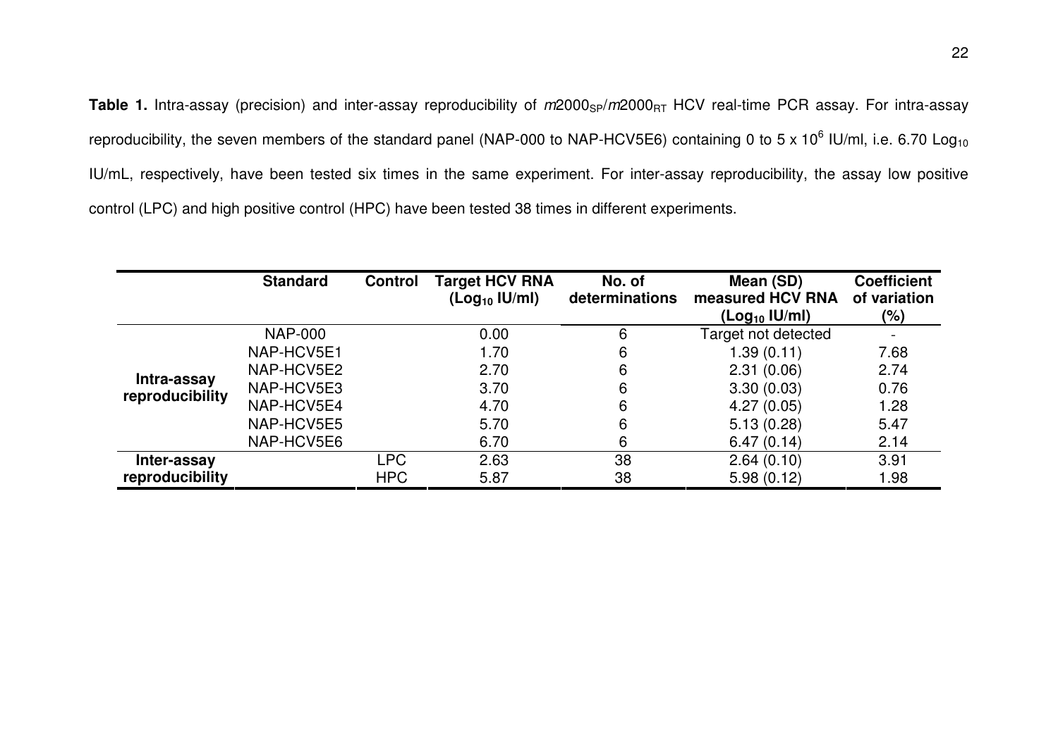**Table 1.** Intra-assay (precision) and inter-assay reproducibility of $m2000_{SP}/m2000_{RT}$ HCV real-time PCR assay. For intra-assay reproducibility, the seven members of the standard panel (NAP-000 to NAP-HCV5E6) containing 0 to 5 x $10^6$ IU/ml, i.e. 6.70 $Log_{10}$ IU/mL, respectively, have been tested six times in the same experiment. For inter-assay reproducibility, the assay low positive control (LPC) and high positive control (HPC) have been tested 38 times in different experiments.

| | Standard | Control | Target HCV RNA ($Log_{10}$ IU/ml) | No. of determinations | Mean (SD) measured HCV RNA ($Log_{10}$ IU/ml) | Coefficient of variation (%) |
|---|---|---|---|---|---|---|
| **Intra-assay reproducibility** | NAP-000 | | 0.00 | 6 | Target not detected | - |
| | NAP-HCV5E1 | | 1.70 | 6 | 1.39 (0.11) | 7.68 |
| | NAP-HCV5E2 | | 2.70 | 6 | 2.31 (0.06) | 2.74 |
| | NAP-HCV5E3 | | 3.70 | 6 | 3.30 (0.03) | 0.76 |
| | NAP-HCV5E4 | | 4.70 | 6 | 4.27 (0.05) | 1.28 |
| | NAP-HCV5E5 | | 5.70 | 6 | 5.13 (0.28) | 5.47 |
| | NAP-HCV5E6 | | 6.70 | 6 | 6.47 (0.14) | 2.14 |
| **Inter-assay reproducibility** | | LPC | 2.63 | 38 | 2.64 (0.10) | 3.91 |
| | | HPC | 5.87 | 38 | 5.98 (0.12) | 1.98 |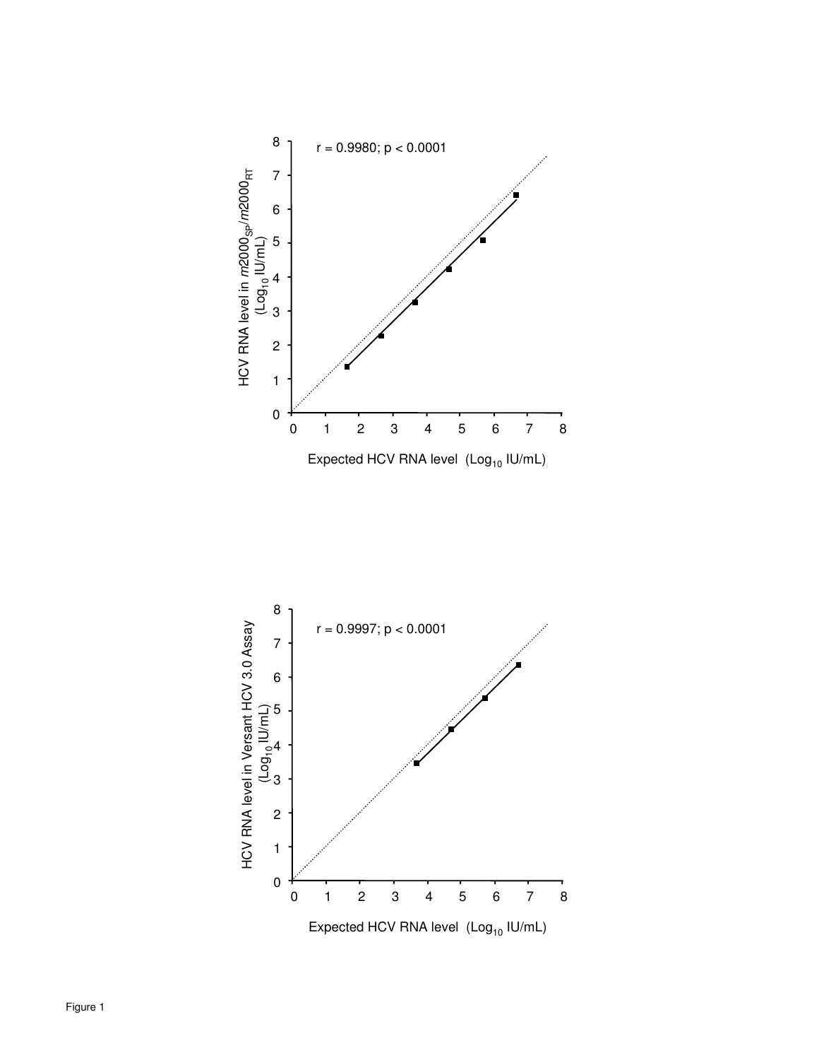r = 0.9980; $p < 0.0001$

HCV RNA level in $m2000_{SP}/m2000_{RT}$ ($Log_{10}$ IU/mL)

Expected HCV RNA level ($Log_{10}$ IU/mL)

r = 0.9997; $p < 0.0001$

HCV RNA level in Versant HCV 3.0 Assay ($Log_{10}$ IU/mL)

Expected HCV RNA level ($Log_{10}$ IU/mL)

Figure 1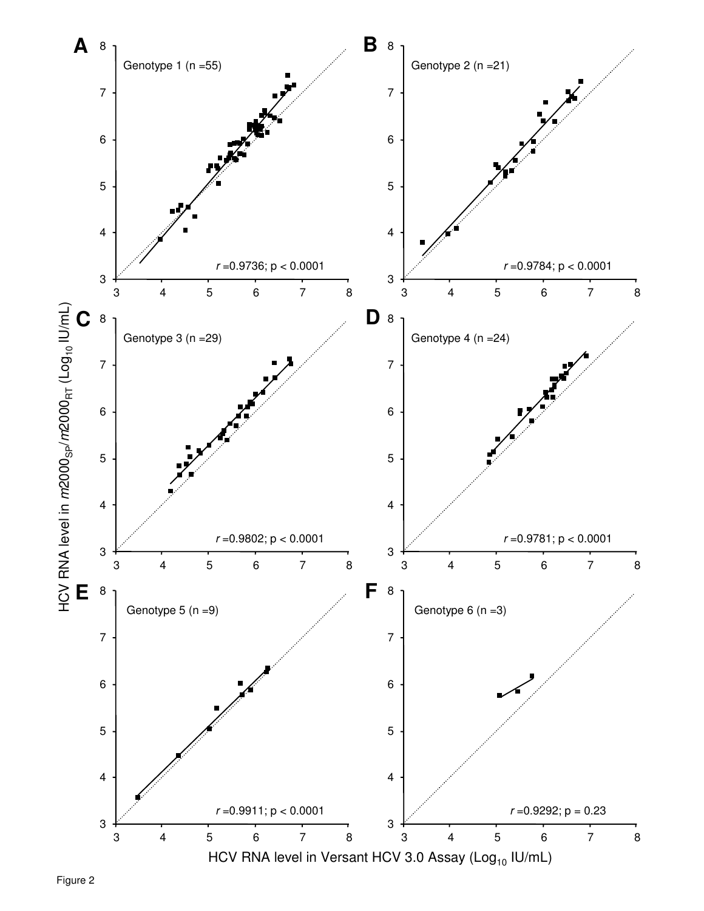Figure 2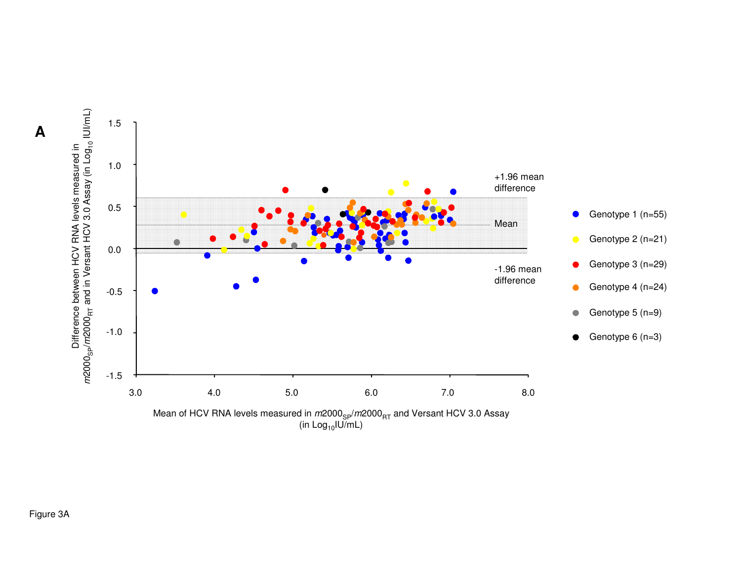**A**

Difference between HCV RNA levels measured in $m2000_{SP}/m2000_{RT}$ and in Versant HCV 3.0 Assay (in $Log_{10}$ IU/mL)

Mean of HCV RNA levels measured in $m2000_{SP}/m2000_{RT}$ and Versant HCV 3.0 Assay (in $Log_{10}$IU/mL)

+1.96 mean difference

Mean

-1.96 mean difference

- Genotype 1 (n=55)
- Genotype 2 (n=21)
- Genotype 3 (n=29)
- Genotype 4 (n=24)
- Genotype 5 (n=9)
- Genotype 6 (n=3)

Figure 3A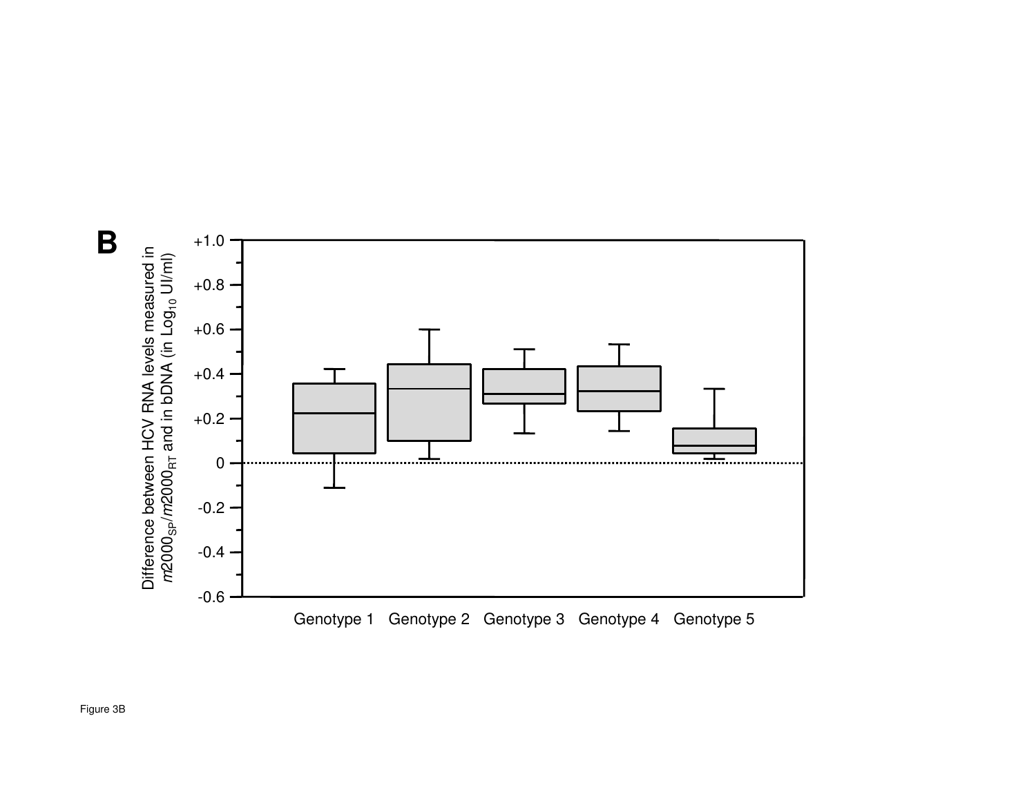**B**

Difference between HCV RNA levels measured in $m2000_{SP}/m2000_{RT}$ and in bDNA (in $Log_{10}$ UI/ml)

+1.0
+0.8
+0.6
+0.4
+0.2
0
-0.2
-0.4
-0.6

Genotype 1 Genotype 2 Genotype 3 Genotype 4 Genotype 5

Figure 3B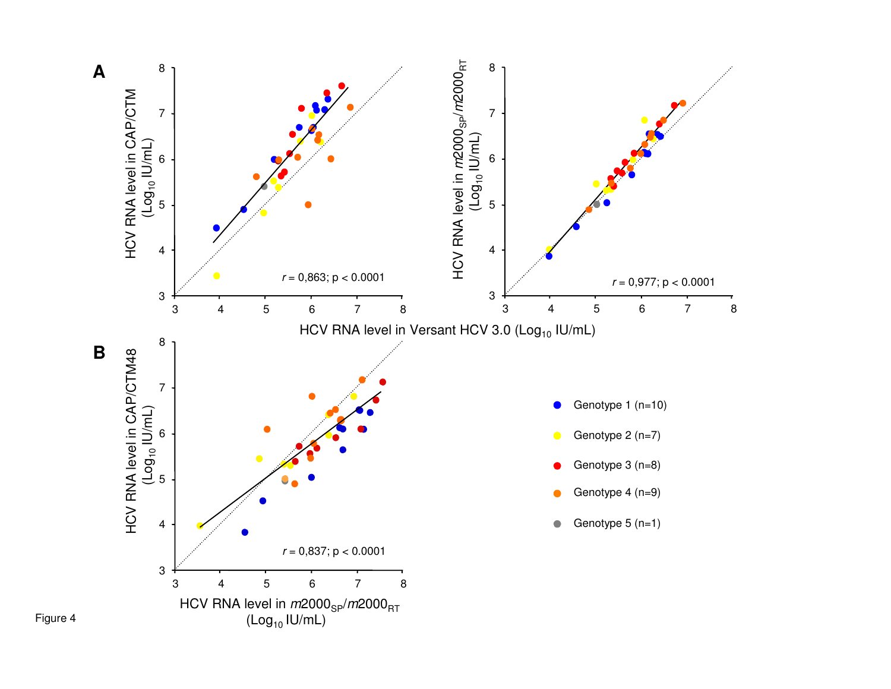A

HCV RNA level in CAP/CTM ($Log_{10}$ IU/mL)

$r$ = 0,863; p < 0.0001

HCV RNA level in $m2000_{SP}/m2000_{RT}$ ($Log_{10}$ IU/mL)

$r$ = 0,977; p < 0.0001

HCV RNA level in Versant HCV 3.0 ($Log_{10}$ IU/mL)

B

HCV RNA level in CAP/CTM48 ($Log_{10}$ IU/mL)

$r$ = 0,837; p < 0.0001

HCV RNA level in $m2000_{SP}/m2000_{RT}$ ($Log_{10}$ IU/mL)

Genotype 1 (n=10)

Genotype 2 (n=7)

Genotype 3 (n=8)

Genotype 4 (n=9)

Genotype 5 (n=1)

Figure 4